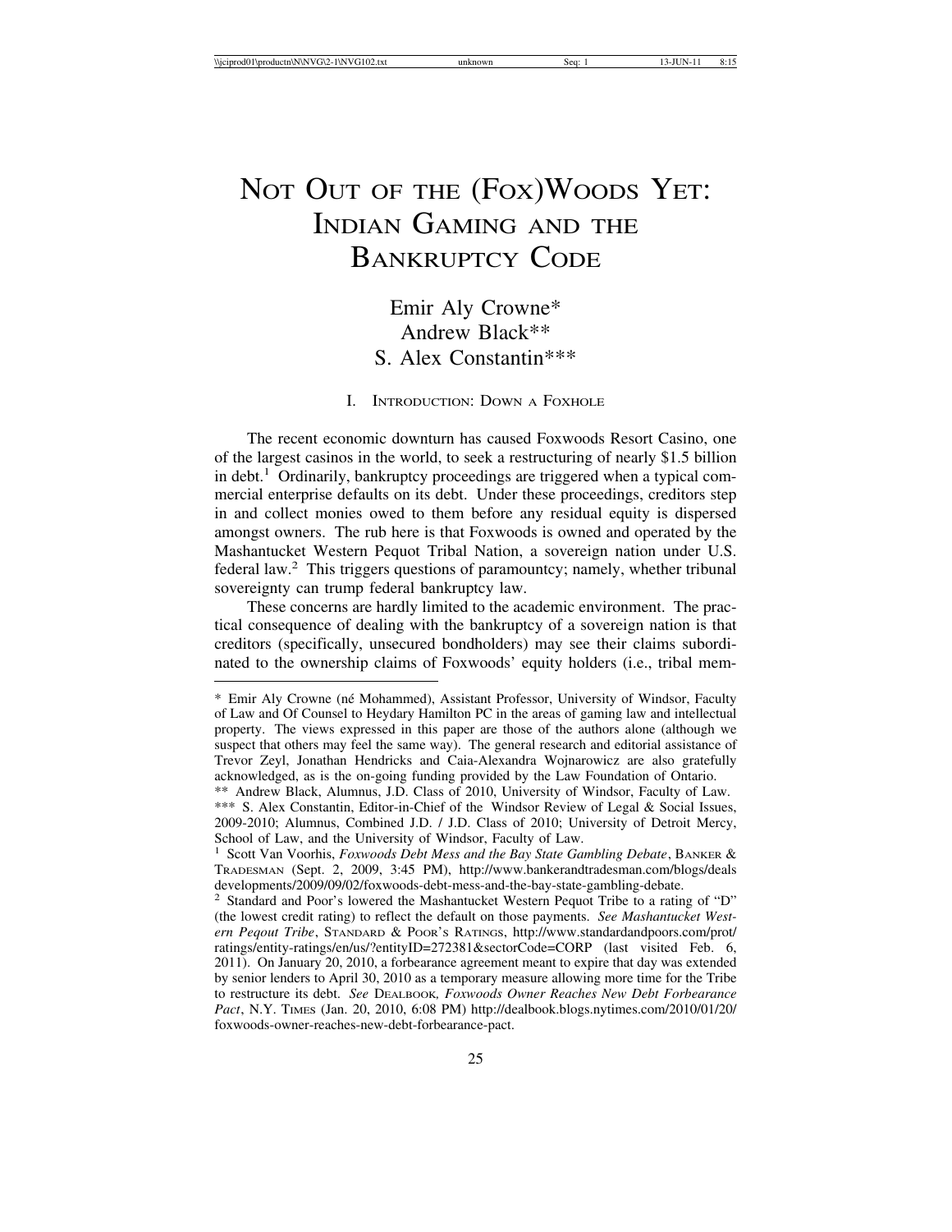# Not Out of the (Fox)Woods Yet: Indian Gaming and the Bankruptcy Code

Emir Aly Crowne*
Andrew Black**
S. Alex Constantin***

## I. Introduction: Down a Foxhole

The recent economic downturn has caused Foxwoods Resort Casino, one of the largest casinos in the world, to seek a restructuring of nearly $1.5 billion in debt.[1] Ordinarily, bankruptcy proceedings are triggered when a typical commercial enterprise defaults on its debt. Under these proceedings, creditors step in and collect monies owed to them before any residual equity is dispersed amongst owners. The rub here is that Foxwoods is owned and operated by the Mashantucket Western Pequot Tribal Nation, a sovereign nation under U.S. federal law.[2] This triggers questions of paramountcy; namely, whether tribunal sovereignty can trump federal bankruptcy law.

These concerns are hardly limited to the academic environment. The practical consequence of dealing with the bankruptcy of a sovereign nation is that creditors (specifically, unsecured bondholders) may see their claims subordinated to the ownership claims of Foxwoods' equity holders (i.e., tribal mem-

---

\* Emir Aly Crowne (né Mohammed), Assistant Professor, University of Windsor, Faculty of Law and Of Counsel to Heydary Hamilton PC in the areas of gaming law and intellectual property. The views expressed in this paper are those of the authors alone (although we suspect that others may feel the same way). The general research and editorial assistance of Trevor Zeyl, Jonathan Hendricks and Caia-Alexandra Wojnarowicz are also gratefully acknowledged, as is the on-going funding provided by the Law Foundation of Ontario.

\*\* Andrew Black, Alumnus, J.D. Class of 2010, University of Windsor, Faculty of Law.

\*\*\* S. Alex Constantin, Editor-in-Chief of the Windsor Review of Legal & Social Issues, 2009-2010; Alumnus, Combined J.D. / J.D. Class of 2010; University of Detroit Mercy, School of Law, and the University of Windsor, Faculty of Law.

[1] Scott Van Voorhis, *Foxwoods Debt Mess and the Bay State Gambling Debate*, Banker & Tradesman (Sept. 2, 2009, 3:45 PM), http://www.bankerandtradesman.com/blogs/deals developments/2009/09/02/foxwoods-debt-mess-and-the-bay-state-gambling-debate.

[2] Standard and Poor's lowered the Mashantucket Western Pequot Tribe to a rating of "D" (the lowest credit rating) to reflect the default on those payments. *See Mashantucket Western Peqout Tribe*, Standard & Poor's Ratings, http://www.standardandpoors.com/prot/ratings/entity-ratings/en/us/?entityID=272381&sectorCode=CORP (last visited Feb. 6, 2011). On January 20, 2010, a forbearance agreement meant to expire that day was extended by senior lenders to April 30, 2010 as a temporary measure allowing more time for the Tribe to restructure its debt. *See* Dealbook, *Foxwoods Owner Reaches New Debt Forbearance Pact*, N.Y. Times (Jan. 20, 2010, 6:08 PM) http://dealbook.blogs.nytimes.com/2010/01/20/foxwoods-owner-reaches-new-debt-forbearance-pact.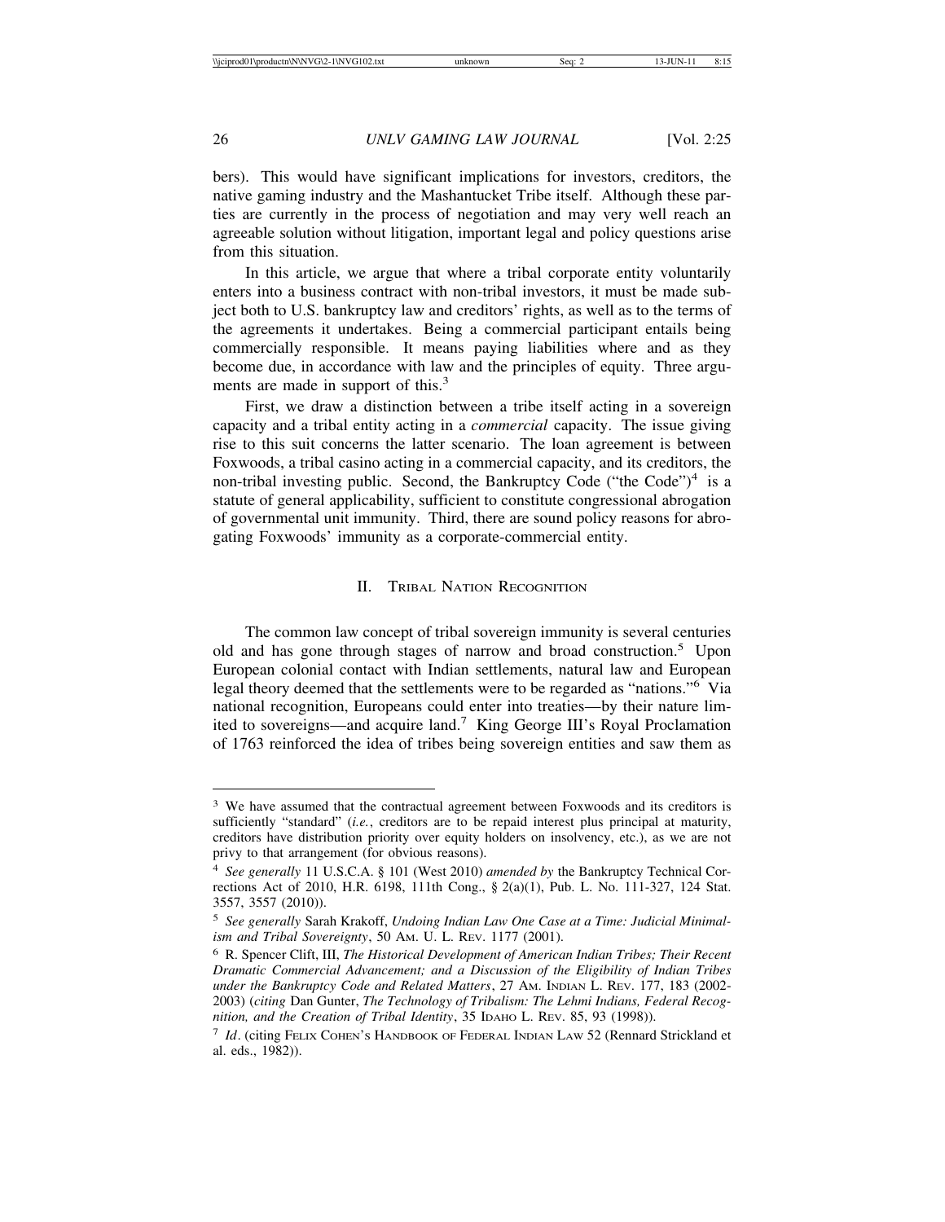bers). This would have significant implications for investors, creditors, the native gaming industry and the Mashantucket Tribe itself. Although these parties are currently in the process of negotiation and may very well reach an agreeable solution without litigation, important legal and policy questions arise from this situation.

In this article, we argue that where a tribal corporate entity voluntarily enters into a business contract with non-tribal investors, it must be made subject both to U.S. bankruptcy law and creditors' rights, as well as to the terms of the agreements it undertakes. Being a commercial participant entails being commercially responsible. It means paying liabilities where and as they become due, in accordance with law and the principles of equity. Three arguments are made in support of this.[3]

First, we draw a distinction between a tribe itself acting in a sovereign capacity and a tribal entity acting in a *commercial* capacity. The issue giving rise to this suit concerns the latter scenario. The loan agreement is between Foxwoods, a tribal casino acting in a commercial capacity, and its creditors, the non-tribal investing public. Second, the Bankruptcy Code ("the Code")[4] is a statute of general applicability, sufficient to constitute congressional abrogation of governmental unit immunity. Third, there are sound policy reasons for abrogating Foxwoods' immunity as a corporate-commercial entity.

## II. Tribal Nation Recognition

The common law concept of tribal sovereign immunity is several centuries old and has gone through stages of narrow and broad construction.[5] Upon European colonial contact with Indian settlements, natural law and European legal theory deemed that the settlements were to be regarded as "nations."[6] Via national recognition, Europeans could enter into treaties—by their nature limited to sovereigns—and acquire land.[7] King George III's Royal Proclamation of 1763 reinforced the idea of tribes being sovereign entities and saw them as

---

[3] We have assumed that the contractual agreement between Foxwoods and its creditors is sufficiently "standard" (*i.e.*, creditors are to be repaid interest plus principal at maturity, creditors have distribution priority over equity holders on insolvency, etc.), as we are not privy to that arrangement (for obvious reasons).

[4] *See generally* 11 U.S.C.A. § 101 (West 2010) *amended by* the Bankruptcy Technical Corrections Act of 2010, H.R. 6198, 111th Cong., § 2(a)(1), Pub. L. No. 111-327, 124 Stat. 3557, 3557 (2010)).

[5] *See generally* Sarah Krakoff, *Undoing Indian Law One Case at a Time: Judicial Minimalism and Tribal Sovereignty*, 50 Am. U. L. Rev. 1177 (2001).

[6] R. Spencer Clift, III, *The Historical Development of American Indian Tribes; Their Recent Dramatic Commercial Advancement; and a Discussion of the Eligibility of Indian Tribes under the Bankruptcy Code and Related Matters*, 27 Am. Indian L. Rev. 177, 183 (2002-2003) (*citing* Dan Gunter, *The Technology of Tribalism: The Lehmi Indians, Federal Recognition, and the Creation of Tribal Identity*, 35 Idaho L. Rev. 85, 93 (1998)).

[7] *Id*. (citing Felix Cohen's Handbook of Federal Indian Law 52 (Rennard Strickland et al. eds., 1982)).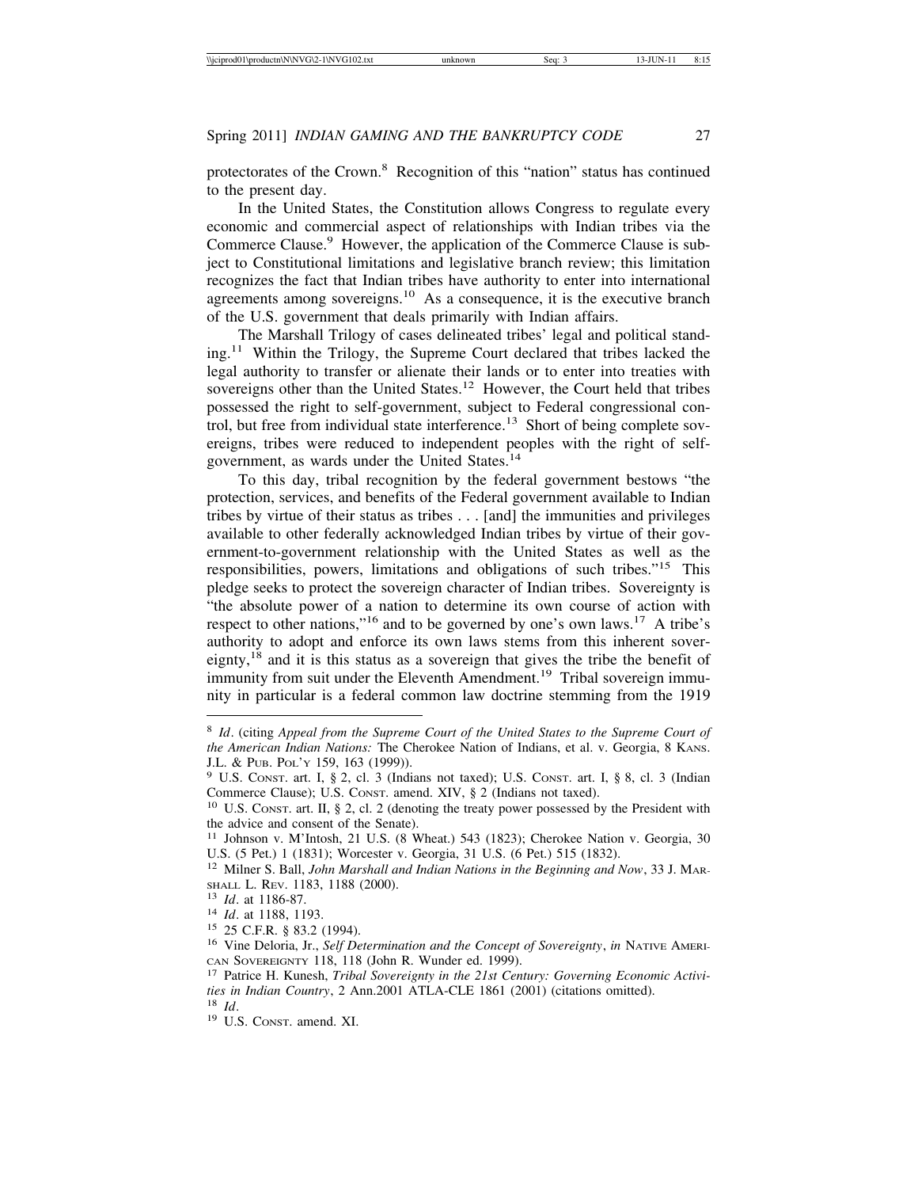protectorates of the Crown.[8] Recognition of this "nation" status has continued to the present day.

In the United States, the Constitution allows Congress to regulate every economic and commercial aspect of relationships with Indian tribes via the Commerce Clause.[9] However, the application of the Commerce Clause is subject to Constitutional limitations and legislative branch review; this limitation recognizes the fact that Indian tribes have authority to enter into international agreements among sovereigns.[10] As a consequence, it is the executive branch of the U.S. government that deals primarily with Indian affairs.

The Marshall Trilogy of cases delineated tribes' legal and political standing.[11] Within the Trilogy, the Supreme Court declared that tribes lacked the legal authority to transfer or alienate their lands or to enter into treaties with sovereigns other than the United States.[12] However, the Court held that tribes possessed the right to self-government, subject to Federal congressional control, but free from individual state interference.[13] Short of being complete sovereigns, tribes were reduced to independent peoples with the right of self-government, as wards under the United States.[14]

To this day, tribal recognition by the federal government bestows "the protection, services, and benefits of the Federal government available to Indian tribes by virtue of their status as tribes . . . [and] the immunities and privileges available to other federally acknowledged Indian tribes by virtue of their government-to-government relationship with the United States as well as the responsibilities, powers, limitations and obligations of such tribes."[15] This pledge seeks to protect the sovereign character of Indian tribes. Sovereignty is "the absolute power of a nation to determine its own course of action with respect to other nations,"[16] and to be governed by one's own laws.[17] A tribe's authority to adopt and enforce its own laws stems from this inherent sovereignty,[18] and it is this status as a sovereign that gives the tribe the benefit of immunity from suit under the Eleventh Amendment.[19] Tribal sovereign immunity in particular is a federal common law doctrine stemming from the 1919

---

[8] *Id*. (citing *Appeal from the Supreme Court of the United States to the Supreme Court of the American Indian Nations:* The Cherokee Nation of Indians, et al. v. Georgia, 8 KANS. J.L. & PUB. POL'Y 159, 163 (1999)).

[9] U.S. CONST. art. I, § 2, cl. 3 (Indians not taxed); U.S. CONST. art. I, § 8, cl. 3 (Indian Commerce Clause); U.S. CONST. amend. XIV, § 2 (Indians not taxed).

[10] U.S. CONST. art. II, § 2, cl. 2 (denoting the treaty power possessed by the President with the advice and consent of the Senate).

[11] Johnson v. M'Intosh, 21 U.S. (8 Wheat.) 543 (1823); Cherokee Nation v. Georgia, 30 U.S. (5 Pet.) 1 (1831); Worcester v. Georgia, 31 U.S. (6 Pet.) 515 (1832).

[12] Milner S. Ball, *John Marshall and Indian Nations in the Beginning and Now*, 33 J. MARSHALL L. REV. 1183, 1188 (2000).

[13] *Id*. at 1186-87.

[14] *Id*. at 1188, 1193.

[15] 25 C.F.R. § 83.2 (1994).

[16] Vine Deloria, Jr., *Self Determination and the Concept of Sovereignty*, *in* NATIVE AMERICAN SOVEREIGNTY 118, 118 (John R. Wunder ed. 1999).

[17] Patrice H. Kunesh, *Tribal Sovereignty in the 21st Century: Governing Economic Activities in Indian Country*, 2 Ann.2001 ATLA-CLE 1861 (2001) (citations omitted).

[18] *Id*.

[19] U.S. CONST. amend. XI.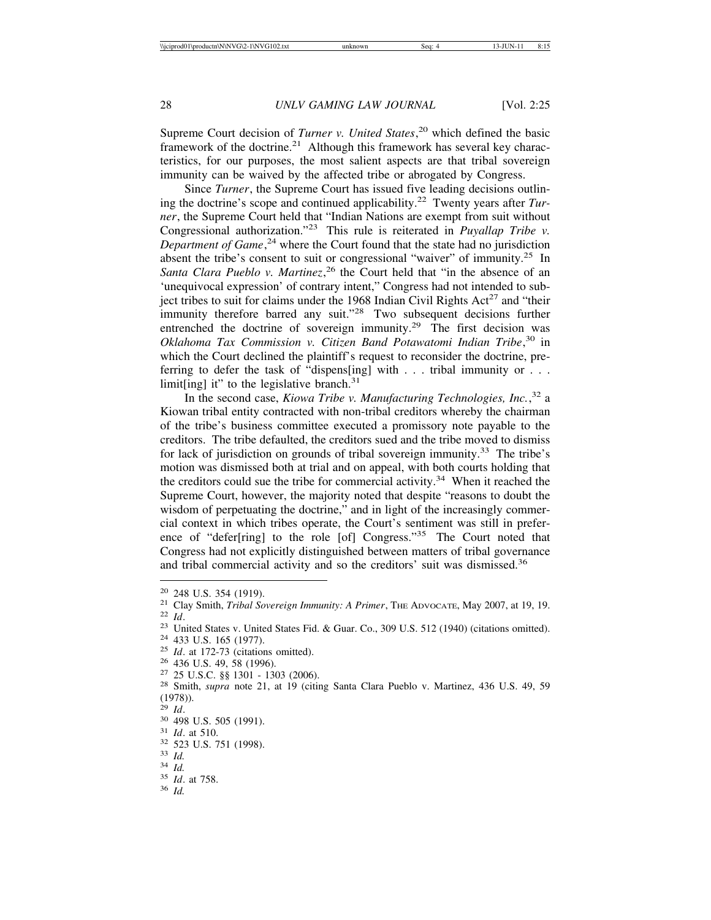Supreme Court decision of *Turner v. United States*,[20] which defined the basic framework of the doctrine.[21] Although this framework has several key characteristics, for our purposes, the most salient aspects are that tribal sovereign immunity can be waived by the affected tribe or abrogated by Congress.

Since *Turner*, the Supreme Court has issued five leading decisions outlining the doctrine's scope and continued applicability.[22] Twenty years after *Turner*, the Supreme Court held that "Indian Nations are exempt from suit without Congressional authorization."[23] This rule is reiterated in *Puyallap Tribe v. Department of Game*,[24] where the Court found that the state had no jurisdiction absent the tribe's consent to suit or congressional "waiver" of immunity.[25] In *Santa Clara Pueblo v. Martinez*,[26] the Court held that "in the absence of an 'unequivocal expression' of contrary intent," Congress had not intended to subject tribes to suit for claims under the 1968 Indian Civil Rights Act[27] and "their immunity therefore barred any suit."[28] Two subsequent decisions further entrenched the doctrine of sovereign immunity.[29] The first decision was *Oklahoma Tax Commission v. Citizen Band Potawatomi Indian Tribe*,[30] in which the Court declined the plaintiff's request to reconsider the doctrine, preferring to defer the task of "dispens[ing] with . . . tribal immunity or . . . limit[ing] it" to the legislative branch.[31]

In the second case, *Kiowa Tribe v. Manufacturing Technologies, Inc.*,[32] a Kiowan tribal entity contracted with non-tribal creditors whereby the chairman of the tribe's business committee executed a promissory note payable to the creditors. The tribe defaulted, the creditors sued and the tribe moved to dismiss for lack of jurisdiction on grounds of tribal sovereign immunity.[33] The tribe's motion was dismissed both at trial and on appeal, with both courts holding that the creditors could sue the tribe for commercial activity.[34] When it reached the Supreme Court, however, the majority noted that despite "reasons to doubt the wisdom of perpetuating the doctrine," and in light of the increasingly commercial context in which tribes operate, the Court's sentiment was still in preference of "defer[ring] to the role [of] Congress."[35] The Court noted that Congress had not explicitly distinguished between matters of tribal governance and tribal commercial activity and so the creditors' suit was dismissed.[36]

---

[20] 248 U.S. 354 (1919).

[21] Clay Smith, *Tribal Sovereign Immunity: A Primer*, THE ADVOCATE, May 2007, at 19, 19.

[22] *Id*.

[23] United States v. United States Fid. & Guar. Co., 309 U.S. 512 (1940) (citations omitted).

[24] 433 U.S. 165 (1977).

[25] *Id*. at 172-73 (citations omitted).

[26] 436 U.S. 49, 58 (1996).

[27] 25 U.S.C. §§ 1301 - 1303 (2006).

[28] Smith, *supra* note 21, at 19 (citing Santa Clara Pueblo v. Martinez, 436 U.S. 49, 59 (1978)).

[29] *Id*.

[30] 498 U.S. 505 (1991).

[31] *Id*. at 510.

[32] 523 U.S. 751 (1998).

[33] *Id.*

[34] *Id.*

[35] *Id*. at 758.

[36] *Id.*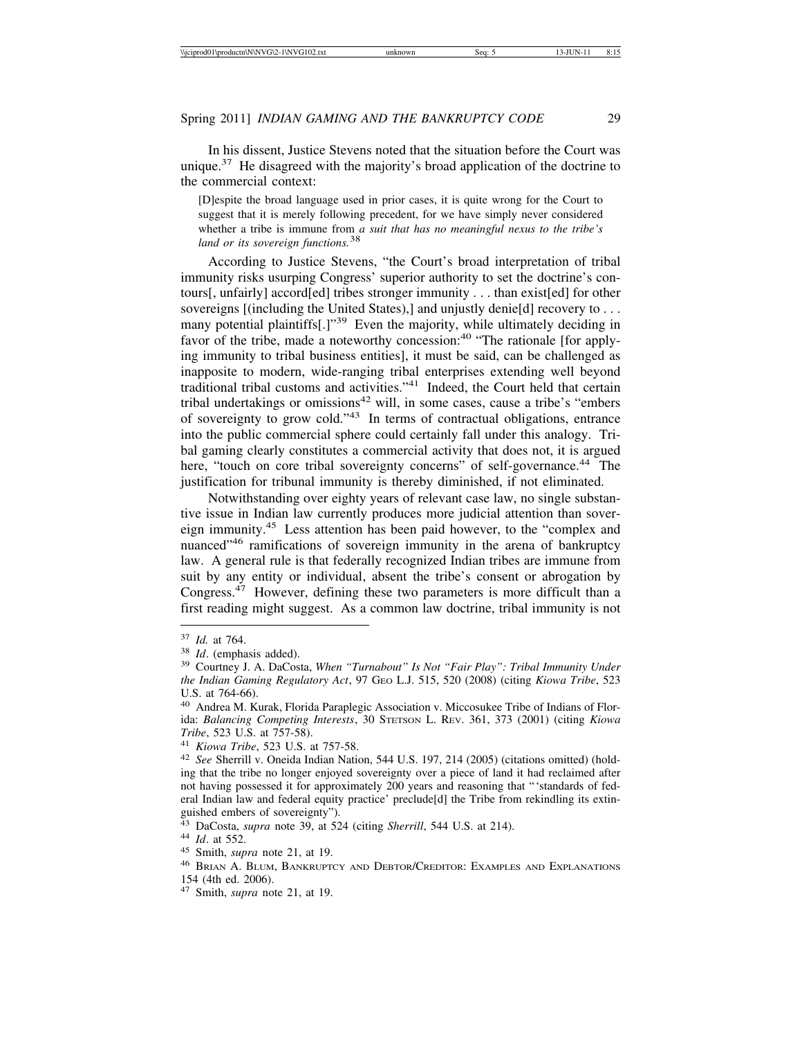In his dissent, Justice Stevens noted that the situation before the Court was unique.[37] He disagreed with the majority's broad application of the doctrine to the commercial context:

> [D]espite the broad language used in prior cases, it is quite wrong for the Court to suggest that it is merely following precedent, for we have simply never considered whether a tribe is immune from *a suit that has no meaningful nexus to the tribe's land or its sovereign functions.*[38]

According to Justice Stevens, "the Court's broad interpretation of tribal immunity risks usurping Congress' superior authority to set the doctrine's contours[, unfairly] accord[ed] tribes stronger immunity . . . than exist[ed] for other sovereigns [(including the United States),] and unjustly denie[d] recovery to . . . many potential plaintiffs[.]"[39] Even the majority, while ultimately deciding in favor of the tribe, made a noteworthy concession:[40] "The rationale [for applying immunity to tribal business entities], it must be said, can be challenged as inapposite to modern, wide-ranging tribal enterprises extending well beyond traditional tribal customs and activities."[41] Indeed, the Court held that certain tribal undertakings or omissions[42] will, in some cases, cause a tribe's "embers of sovereignty to grow cold."[43] In terms of contractual obligations, entrance into the public commercial sphere could certainly fall under this analogy. Tribal gaming clearly constitutes a commercial activity that does not, it is argued here, "touch on core tribal sovereignty concerns" of self-governance.[44] The justification for tribunal immunity is thereby diminished, if not eliminated.

Notwithstanding over eighty years of relevant case law, no single substantive issue in Indian law currently produces more judicial attention than sovereign immunity.[45] Less attention has been paid however, to the "complex and nuanced"[46] ramifications of sovereign immunity in the arena of bankruptcy law. A general rule is that federally recognized Indian tribes are immune from suit by any entity or individual, absent the tribe's consent or abrogation by Congress.[47] However, defining these two parameters is more difficult than a first reading might suggest. As a common law doctrine, tribal immunity is not

---

[37] *Id.* at 764.

[38] *Id*. (emphasis added).

[39] Courtney J. A. DaCosta, *When "Turnabout" Is Not "Fair Play": Tribal Immunity Under the Indian Gaming Regulatory Act*, 97 Geo L.J. 515, 520 (2008) (citing *Kiowa Tribe*, 523 U.S. at 764-66).

[40] Andrea M. Kurak, Florida Paraplegic Association v. Miccosukee Tribe of Indians of Florida: *Balancing Competing Interests*, 30 Stetson L. Rev. 361, 373 (2001) (citing *Kiowa Tribe*, 523 U.S. at 757-58).

[41] *Kiowa Tribe*, 523 U.S. at 757-58.

[42] *See* Sherrill v. Oneida Indian Nation, 544 U.S. 197, 214 (2005) (citations omitted) (holding that the tribe no longer enjoyed sovereignty over a piece of land it had reclaimed after not having possessed it for approximately 200 years and reasoning that "'standards of federal Indian law and federal equity practice' preclude[d] the Tribe from rekindling its extinguished embers of sovereignty").

[43] DaCosta, *supra* note 39, at 524 (citing *Sherrill*, 544 U.S. at 214).

[44] *Id*. at 552.

[45] Smith, *supra* note 21, at 19.

[46] Brian A. Blum, Bankruptcy and Debtor/Creditor: Examples and Explanations 154 (4th ed. 2006).

[47] Smith, *supra* note 21, at 19.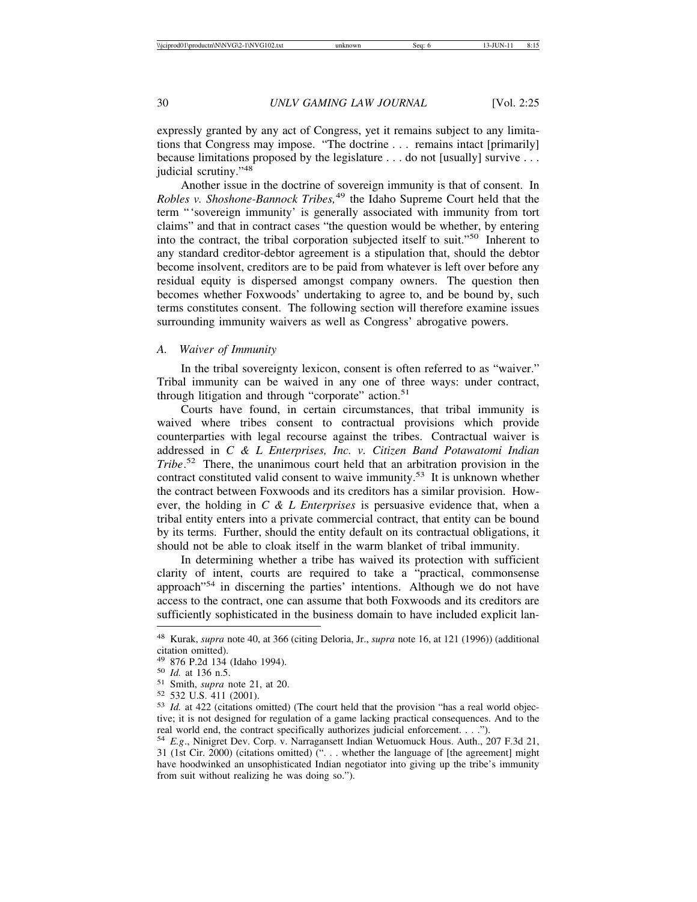expressly granted by any act of Congress, yet it remains subject to any limitations that Congress may impose. "The doctrine . . . remains intact [primarily] because limitations proposed by the legislature . . . do not [usually] survive . . . judicial scrutiny."[48]

Another issue in the doctrine of sovereign immunity is that of consent. In *Robles v. Shoshone-Bannock Tribes,*[49] the Idaho Supreme Court held that the term "'sovereign immunity' is generally associated with immunity from tort claims" and that in contract cases "the question would be whether, by entering into the contract, the tribal corporation subjected itself to suit."[50] Inherent to any standard creditor-debtor agreement is a stipulation that, should the debtor become insolvent, creditors are to be paid from whatever is left over before any residual equity is dispersed amongst company owners. The question then becomes whether Foxwoods' undertaking to agree to, and be bound by, such terms constitutes consent. The following section will therefore examine issues surrounding immunity waivers as well as Congress' abrogative powers.

### A. *Waiver of Immunity*

In the tribal sovereignty lexicon, consent is often referred to as "waiver." Tribal immunity can be waived in any one of three ways: under contract, through litigation and through "corporate" action.[51]

Courts have found, in certain circumstances, that tribal immunity is waived where tribes consent to contractual provisions which provide counterparties with legal recourse against the tribes. Contractual waiver is addressed in *C & L Enterprises, Inc. v. Citizen Band Potawatomi Indian Tribe*.[52] There, the unanimous court held that an arbitration provision in the contract constituted valid consent to waive immunity.[53] It is unknown whether the contract between Foxwoods and its creditors has a similar provision. However, the holding in *C & L Enterprises* is persuasive evidence that, when a tribal entity enters into a private commercial contract, that entity can be bound by its terms. Further, should the entity default on its contractual obligations, it should not be able to cloak itself in the warm blanket of tribal immunity.

In determining whether a tribe has waived its protection with sufficient clarity of intent, courts are required to take a "practical, commonsense approach"[54] in discerning the parties' intentions. Although we do not have access to the contract, one can assume that both Foxwoods and its creditors are sufficiently sophisticated in the business domain to have included explicit lan-

---

[48] Kurak, *supra* note 40, at 366 (citing Deloria, Jr., *supra* note 16, at 121 (1996)) (additional citation omitted).

[49] 876 P.2d 134 (Idaho 1994).

[50] *Id.* at 136 n.5.

[51] Smith, *supra* note 21, at 20.

[52] 532 U.S. 411 (2001).

[53] *Id.* at 422 (citations omitted) (The court held that the provision "has a real world objective; it is not designed for regulation of a game lacking practical consequences. And to the real world end, the contract specifically authorizes judicial enforcement. . . .").

[54] *E.g*., Ninigret Dev. Corp. v. Narragansett Indian Wetuomuck Hous. Auth., 207 F.3d 21, 31 (1st Cir. 2000) (citations omitted) (". . . whether the language of [the agreement] might have hoodwinked an unsophisticated Indian negotiator into giving up the tribe's immunity from suit without realizing he was doing so.").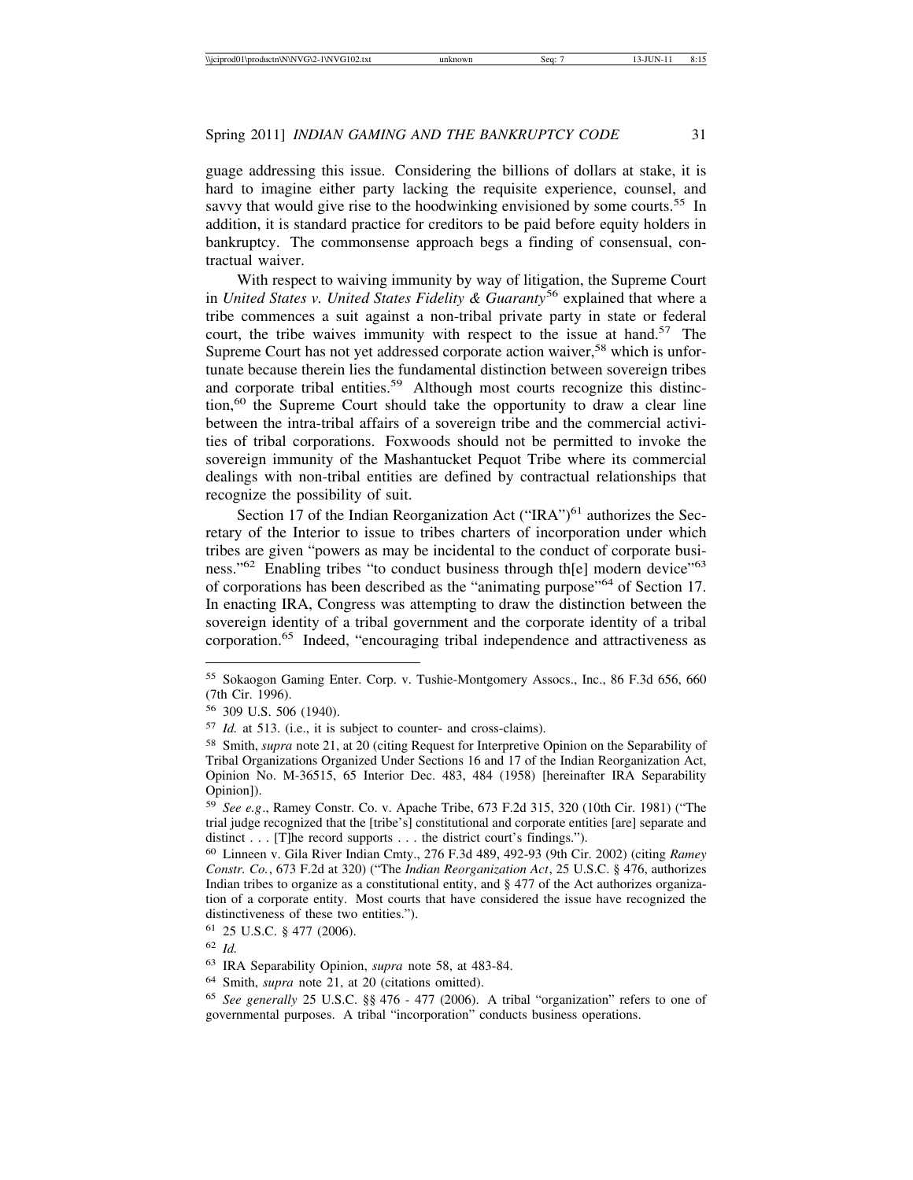guage addressing this issue. Considering the billions of dollars at stake, it is hard to imagine either party lacking the requisite experience, counsel, and savvy that would give rise to the hoodwinking envisioned by some courts.[55] In addition, it is standard practice for creditors to be paid before equity holders in bankruptcy. The commonsense approach begs a finding of consensual, contractual waiver.

With respect to waiving immunity by way of litigation, the Supreme Court in *United States v. United States Fidelity & Guaranty*[56] explained that where a tribe commences a suit against a non-tribal private party in state or federal court, the tribe waives immunity with respect to the issue at hand.[57] The Supreme Court has not yet addressed corporate action waiver,[58] which is unfortunate because therein lies the fundamental distinction between sovereign tribes and corporate tribal entities.[59] Although most courts recognize this distinction,[60] the Supreme Court should take the opportunity to draw a clear line between the intra-tribal affairs of a sovereign tribe and the commercial activities of tribal corporations. Foxwoods should not be permitted to invoke the sovereign immunity of the Mashantucket Pequot Tribe where its commercial dealings with non-tribal entities are defined by contractual relationships that recognize the possibility of suit.

Section 17 of the Indian Reorganization Act ("IRA")[61] authorizes the Secretary of the Interior to issue to tribes charters of incorporation under which tribes are given "powers as may be incidental to the conduct of corporate business."[62] Enabling tribes "to conduct business through th[e] modern device"[63] of corporations has been described as the "animating purpose"[64] of Section 17. In enacting IRA, Congress was attempting to draw the distinction between the sovereign identity of a tribal government and the corporate identity of a tribal corporation.[65] Indeed, "encouraging tribal independence and attractiveness as

---

[55] Sokaogon Gaming Enter. Corp. v. Tushie-Montgomery Assocs., Inc., 86 F.3d 656, 660 (7th Cir. 1996).

[56] 309 U.S. 506 (1940).

[57] *Id.* at 513. (i.e., it is subject to counter- and cross-claims).

[58] Smith, *supra* note 21, at 20 (citing Request for Interpretive Opinion on the Separability of Tribal Organizations Organized Under Sections 16 and 17 of the Indian Reorganization Act, Opinion No. M-36515, 65 Interior Dec. 483, 484 (1958) [hereinafter IRA Separability Opinion]).

[59] *See e.g*., Ramey Constr. Co. v. Apache Tribe, 673 F.2d 315, 320 (10th Cir. 1981) ("The trial judge recognized that the [tribe's] constitutional and corporate entities [are] separate and distinct . . . [T]he record supports . . . the district court's findings.").

[60] Linneen v. Gila River Indian Cmty., 276 F.3d 489, 492-93 (9th Cir. 2002) (citing *Ramey Constr. Co.*, 673 F.2d at 320) ("The *Indian Reorganization Act*, 25 U.S.C. § 476, authorizes Indian tribes to organize as a constitutional entity, and § 477 of the Act authorizes organization of a corporate entity. Most courts that have considered the issue have recognized the distinctiveness of these two entities.").

[61] 25 U.S.C. § 477 (2006).

[62] *Id.*

[63] IRA Separability Opinion, *supra* note 58, at 483-84.

[64] Smith, *supra* note 21, at 20 (citations omitted).

[65] *See generally* 25 U.S.C. §§ 476 - 477 (2006). A tribal "organization" refers to one of governmental purposes. A tribal "incorporation" conducts business operations.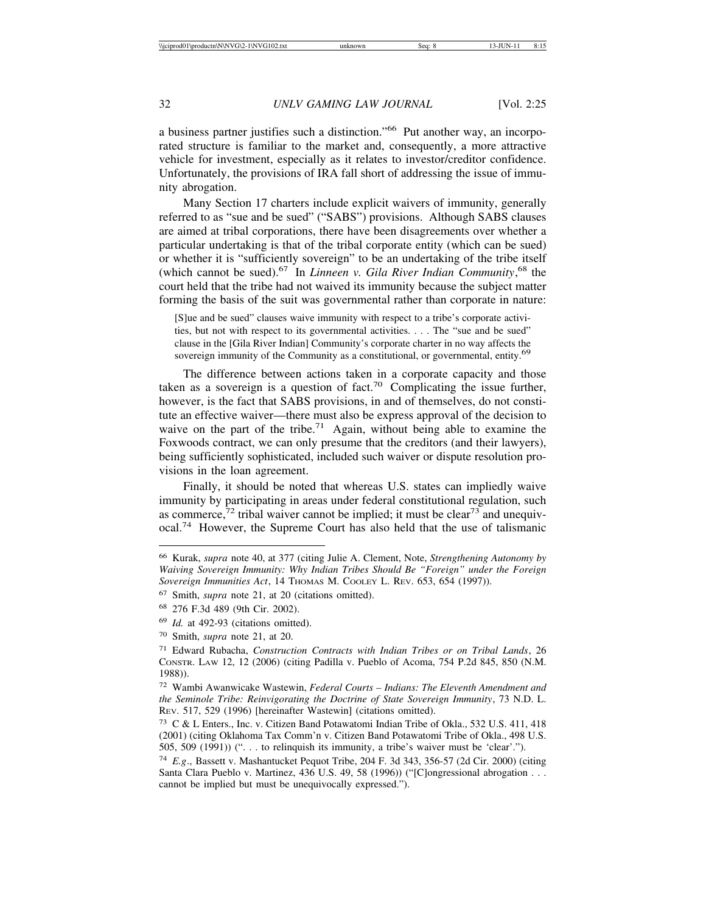a business partner justifies such a distinction."[66] Put another way, an incorporated structure is familiar to the market and, consequently, a more attractive vehicle for investment, especially as it relates to investor/creditor confidence. Unfortunately, the provisions of IRA fall short of addressing the issue of immunity abrogation.

Many Section 17 charters include explicit waivers of immunity, generally referred to as "sue and be sued" ("SABS") provisions. Although SABS clauses are aimed at tribal corporations, there have been disagreements over whether a particular undertaking is that of the tribal corporate entity (which can be sued) or whether it is "sufficiently sovereign" to be an undertaking of the tribe itself (which cannot be sued).[67] In *Linneen v. Gila River Indian Community*,[68] the court held that the tribe had not waived its immunity because the subject matter forming the basis of the suit was governmental rather than corporate in nature:

> [S]ue and be sued" clauses waive immunity with respect to a tribe's corporate activities, but not with respect to its governmental activities. . . . The "sue and be sued" clause in the [Gila River Indian] Community's corporate charter in no way affects the sovereign immunity of the Community as a constitutional, or governmental, entity.[69]

The difference between actions taken in a corporate capacity and those taken as a sovereign is a question of fact.[70] Complicating the issue further, however, is the fact that SABS provisions, in and of themselves, do not constitute an effective waiver—there must also be express approval of the decision to waive on the part of the tribe.[71] Again, without being able to examine the Foxwoods contract, we can only presume that the creditors (and their lawyers), being sufficiently sophisticated, included such waiver or dispute resolution provisions in the loan agreement.

Finally, it should be noted that whereas U.S. states can impliedly waive immunity by participating in areas under federal constitutional regulation, such as commerce,[72] tribal waiver cannot be implied; it must be clear[73] and unequivocal.[74] However, the Supreme Court has also held that the use of talismanic

---

[66] Kurak, *supra* note 40, at 377 (citing Julie A. Clement, Note, *Strengthening Autonomy by Waiving Sovereign Immunity: Why Indian Tribes Should Be "Foreign" under the Foreign Sovereign Immunities Act*, 14 THOMAS M. COOLEY L. REV. 653, 654 (1997)).

[67] Smith, *supra* note 21, at 20 (citations omitted).

[68] 276 F.3d 489 (9th Cir. 2002).

[69] *Id.* at 492-93 (citations omitted).

[70] Smith, *supra* note 21, at 20.

[71] Edward Rubacha, *Construction Contracts with Indian Tribes or on Tribal Lands*, 26 CONSTR. LAW 12, 12 (2006) (citing Padilla v. Pueblo of Acoma, 754 P.2d 845, 850 (N.M. 1988)).

[72] Wambi Awanwicake Wastewin, *Federal Courts – Indians: The Eleventh Amendment and the Seminole Tribe: Reinvigorating the Doctrine of State Sovereign Immunity*, 73 N.D. L. REV. 517, 529 (1996) [hereinafter Wastewin] (citations omitted).

[73] C & L Enters., Inc. v. Citizen Band Potawatomi Indian Tribe of Okla., 532 U.S. 411, 418 (2001) (citing Oklahoma Tax Comm'n v. Citizen Band Potawatomi Tribe of Okla., 498 U.S. 505, 509 (1991)) (". . . to relinquish its immunity, a tribe's waiver must be 'clear'.").

[74] *E.g.*, Bassett v. Mashantucket Pequot Tribe, 204 F. 3d 343, 356-57 (2d Cir. 2000) (citing Santa Clara Pueblo v. Martinez, 436 U.S. 49, 58 (1996)) ("[C]ongressional abrogation . . . cannot be implied but must be unequivocally expressed.").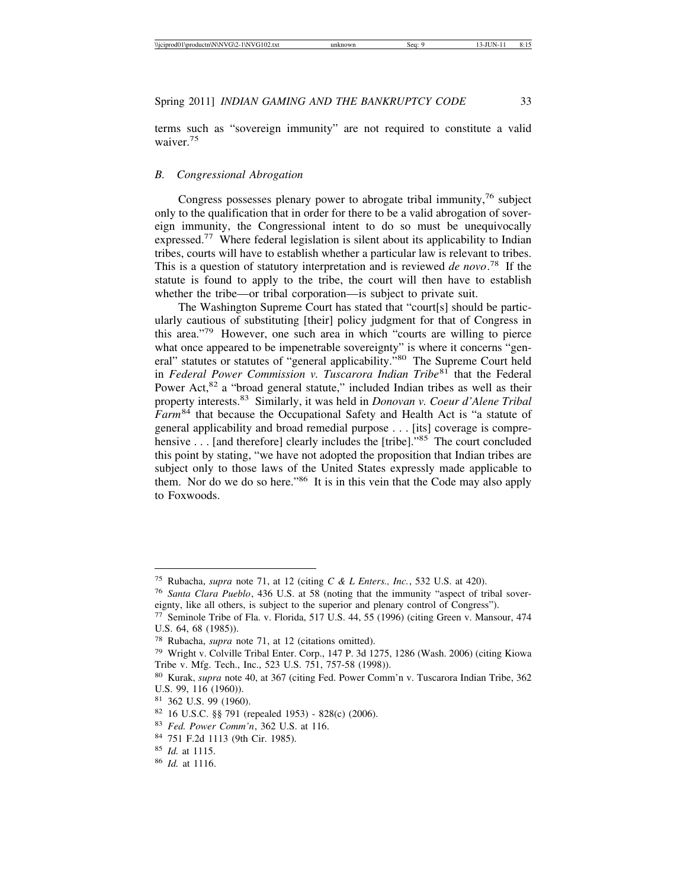terms such as "sovereign immunity" are not required to constitute a valid waiver.[75]

### B. *Congressional Abrogation*

Congress possesses plenary power to abrogate tribal immunity,[76] subject only to the qualification that in order for there to be a valid abrogation of sovereign immunity, the Congressional intent to do so must be unequivocally expressed.[77] Where federal legislation is silent about its applicability to Indian tribes, courts will have to establish whether a particular law is relevant to tribes. This is a question of statutory interpretation and is reviewed *de novo*.[78] If the statute is found to apply to the tribe, the court will then have to establish whether the tribe—or tribal corporation—is subject to private suit.

The Washington Supreme Court has stated that "court[s] should be particularly cautious of substituting [their] policy judgment for that of Congress in this area."[79] However, one such area in which "courts are willing to pierce what once appeared to be impenetrable sovereignty" is where it concerns "general" statutes or statutes of "general applicability."[80] The Supreme Court held in *Federal Power Commission v. Tuscarora Indian Tribe*[81] that the Federal Power Act,[82] a "broad general statute," included Indian tribes as well as their property interests.[83] Similarly, it was held in *Donovan v. Coeur d'Alene Tribal Farm*[84] that because the Occupational Safety and Health Act is "a statute of general applicability and broad remedial purpose . . . [its] coverage is comprehensive . . . [and therefore] clearly includes the [tribe]."[85] The court concluded this point by stating, "we have not adopted the proposition that Indian tribes are subject only to those laws of the United States expressly made applicable to them. Nor do we do so here."[86] It is in this vein that the Code may also apply to Foxwoods.

---

[75] Rubacha, *supra* note 71, at 12 (citing *C & L Enters., Inc.*, 532 U.S. at 420).

[76] *Santa Clara Pueblo*, 436 U.S. at 58 (noting that the immunity "aspect of tribal sovereignty, like all others, is subject to the superior and plenary control of Congress").

[77] Seminole Tribe of Fla. v. Florida, 517 U.S. 44, 55 (1996) (citing Green v. Mansour, 474 U.S. 64, 68 (1985)).

[78] Rubacha, *supra* note 71, at 12 (citations omitted).

[79] Wright v. Colville Tribal Enter. Corp., 147 P. 3d 1275, 1286 (Wash. 2006) (citing Kiowa Tribe v. Mfg. Tech., Inc., 523 U.S. 751, 757-58 (1998)).

[80] Kurak, *supra* note 40, at 367 (citing Fed. Power Comm'n v. Tuscarora Indian Tribe, 362 U.S. 99, 116 (1960)).

[81] 362 U.S. 99 (1960).

[82] 16 U.S.C. §§ 791 (repealed 1953) - 828(c) (2006).

[83] *Fed. Power Comm'n*, 362 U.S. at 116.

[84] 751 F.2d 1113 (9th Cir. 1985).

[85] *Id.* at 1115.

[86] *Id.* at 1116.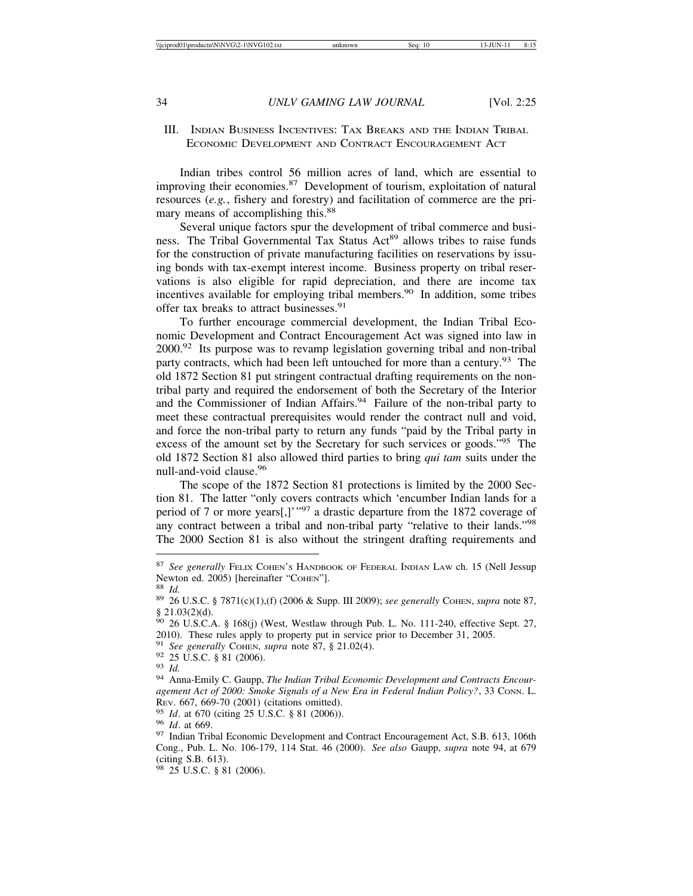## III. Indian Business Incentives: Tax Breaks and the Indian Tribal Economic Development and Contract Encouragement Act

Indian tribes control 56 million acres of land, which are essential to improving their economies.[87] Development of tourism, exploitation of natural resources (*e.g.*, fishery and forestry) and facilitation of commerce are the primary means of accomplishing this.[88]

Several unique factors spur the development of tribal commerce and business. The Tribal Governmental Tax Status Act[89] allows tribes to raise funds for the construction of private manufacturing facilities on reservations by issuing bonds with tax-exempt interest income. Business property on tribal reservations is also eligible for rapid depreciation, and there are income tax incentives available for employing tribal members.[90] In addition, some tribes offer tax breaks to attract businesses.[91]

To further encourage commercial development, the Indian Tribal Economic Development and Contract Encouragement Act was signed into law in 2000.[92] Its purpose was to revamp legislation governing tribal and non-tribal party contracts, which had been left untouched for more than a century.[93] The old 1872 Section 81 put stringent contractual drafting requirements on the non-tribal party and required the endorsement of both the Secretary of the Interior and the Commissioner of Indian Affairs.[94] Failure of the non-tribal party to meet these contractual prerequisites would render the contract null and void, and force the non-tribal party to return any funds "paid by the Tribal party in excess of the amount set by the Secretary for such services or goods."[95] The old 1872 Section 81 also allowed third parties to bring *qui tam* suits under the null-and-void clause.[96]

The scope of the 1872 Section 81 protections is limited by the 2000 Section 81. The latter "only covers contracts which 'encumber Indian lands for a period of 7 or more years[,]'"[97] a drastic departure from the 1872 coverage of any contract between a tribal and non-tribal party "relative to their lands."[98] The 2000 Section 81 is also without the stringent drafting requirements and

---

[87] *See generally* Felix Cohen's Handbook of Federal Indian Law ch. 15 (Nell Jessup Newton ed. 2005) [hereinafter "Cohen"].

[88] *Id.*

[89] 26 U.S.C. § 7871(c)(1),(f) (2006 & Supp. III 2009); *see generally* Cohen, *supra* note 87, § 21.03(2)(d).

[90] 26 U.S.C.A. § 168(j) (West, Westlaw through Pub. L. No. 111-240, effective Sept. 27, 2010). These rules apply to property put in service prior to December 31, 2005.

[91] *See generally* Cohen, *supra* note 87, § 21.02(4).

[92] 25 U.S.C. § 81 (2006).

[93] *Id.*

[94] Anna-Emily C. Gaupp, *The Indian Tribal Economic Development and Contracts Encouragement Act of 2000: Smoke Signals of a New Era in Federal Indian Policy?*, 33 Conn. L. Rev. 667, 669-70 (2001) (citations omitted).

[95] *Id*. at 670 (citing 25 U.S.C. § 81 (2006)).

[96] *Id*. at 669.

[97] Indian Tribal Economic Development and Contract Encouragement Act, S.B. 613, 106th Cong., Pub. L. No. 106-179, 114 Stat. 46 (2000). *See also* Gaupp, *supra* note 94, at 679 (citing S.B. 613).

[98] 25 U.S.C. § 81 (2006).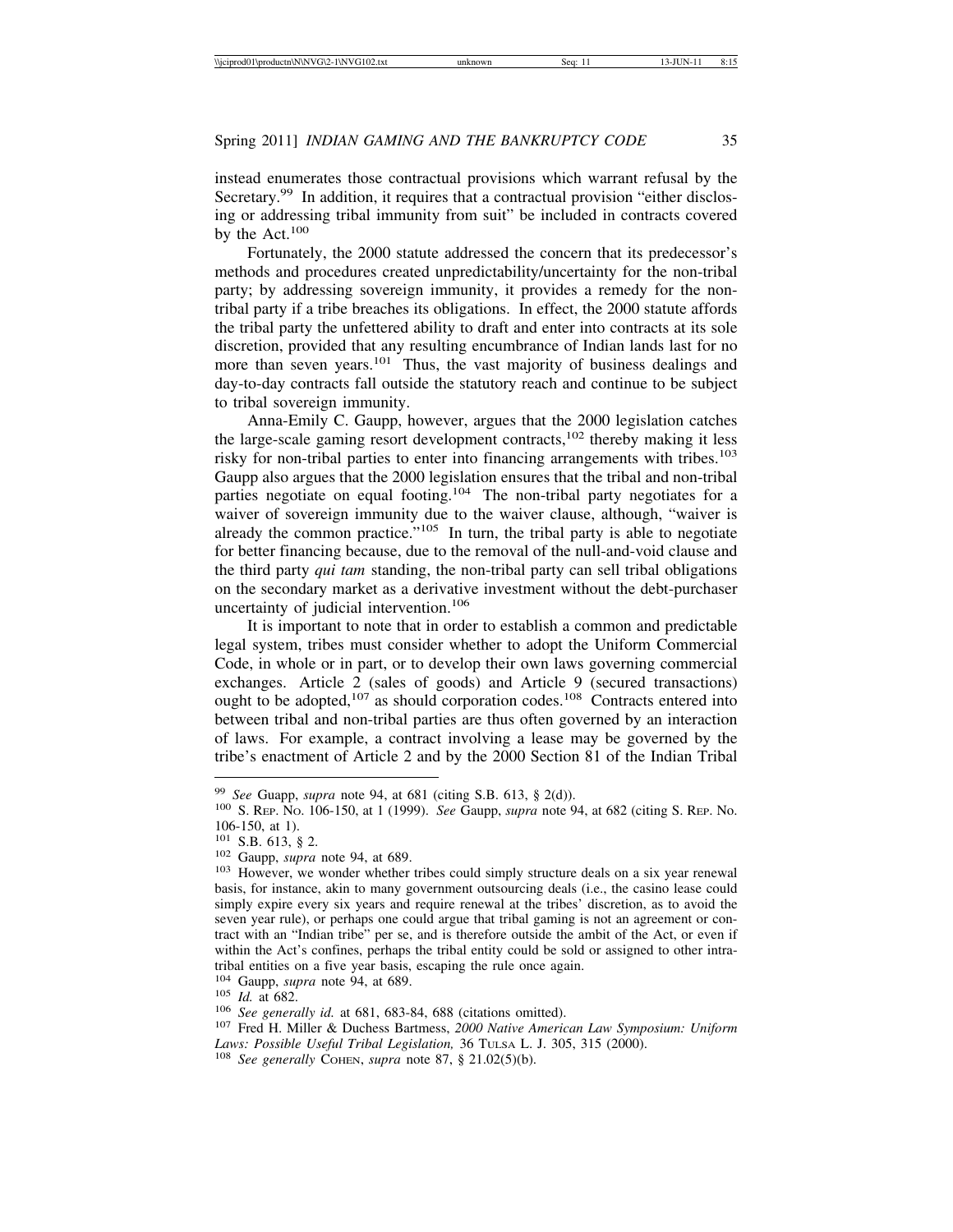instead enumerates those contractual provisions which warrant refusal by the Secretary.[99] In addition, it requires that a contractual provision "either disclosing or addressing tribal immunity from suit" be included in contracts covered by the Act.[100]

Fortunately, the 2000 statute addressed the concern that its predecessor's methods and procedures created unpredictability/uncertainty for the non-tribal party; by addressing sovereign immunity, it provides a remedy for the non-tribal party if a tribe breaches its obligations. In effect, the 2000 statute affords the tribal party the unfettered ability to draft and enter into contracts at its sole discretion, provided that any resulting encumbrance of Indian lands last for no more than seven years.[101] Thus, the vast majority of business dealings and day-to-day contracts fall outside the statutory reach and continue to be subject to tribal sovereign immunity.

Anna-Emily C. Gaupp, however, argues that the 2000 legislation catches the large-scale gaming resort development contracts,[102] thereby making it less risky for non-tribal parties to enter into financing arrangements with tribes.[103] Gaupp also argues that the 2000 legislation ensures that the tribal and non-tribal parties negotiate on equal footing.[104] The non-tribal party negotiates for a waiver of sovereign immunity due to the waiver clause, although, "waiver is already the common practice."[105] In turn, the tribal party is able to negotiate for better financing because, due to the removal of the null-and-void clause and the third party *qui tam* standing, the non-tribal party can sell tribal obligations on the secondary market as a derivative investment without the debt-purchaser uncertainty of judicial intervention.[106]

It is important to note that in order to establish a common and predictable legal system, tribes must consider whether to adopt the Uniform Commercial Code, in whole or in part, or to develop their own laws governing commercial exchanges. Article 2 (sales of goods) and Article 9 (secured transactions) ought to be adopted,[107] as should corporation codes.[108] Contracts entered into between tribal and non-tribal parties are thus often governed by an interaction of laws. For example, a contract involving a lease may be governed by the tribe's enactment of Article 2 and by the 2000 Section 81 of the Indian Tribal

---

[99] *See* Guapp, *supra* note 94, at 681 (citing S.B. 613, § 2(d)).

[100] S. Rep. No. 106-150, at 1 (1999). *See* Gaupp, *supra* note 94, at 682 (citing S. Rep. No. 106-150, at 1).

[101] S.B. 613, § 2.

[102] Gaupp, *supra* note 94, at 689.

[103] However, we wonder whether tribes could simply structure deals on a six year renewal basis, for instance, akin to many government outsourcing deals (i.e., the casino lease could simply expire every six years and require renewal at the tribes' discretion, as to avoid the seven year rule), or perhaps one could argue that tribal gaming is not an agreement or contract with an "Indian tribe" per se, and is therefore outside the ambit of the Act, or even if within the Act's confines, perhaps the tribal entity could be sold or assigned to other intra-tribal entities on a five year basis, escaping the rule once again.

[104] Gaupp, *supra* note 94, at 689.

[105] *Id.* at 682.

[106] *See generally id.* at 681, 683-84, 688 (citations omitted).

[107] Fred H. Miller & Duchess Bartmess, *2000 Native American Law Symposium: Uniform Laws: Possible Useful Tribal Legislation,* 36 Tulsa L. J. 305, 315 (2000).

[108] *See generally* Cohen, *supra* note 87, § 21.02(5)(b).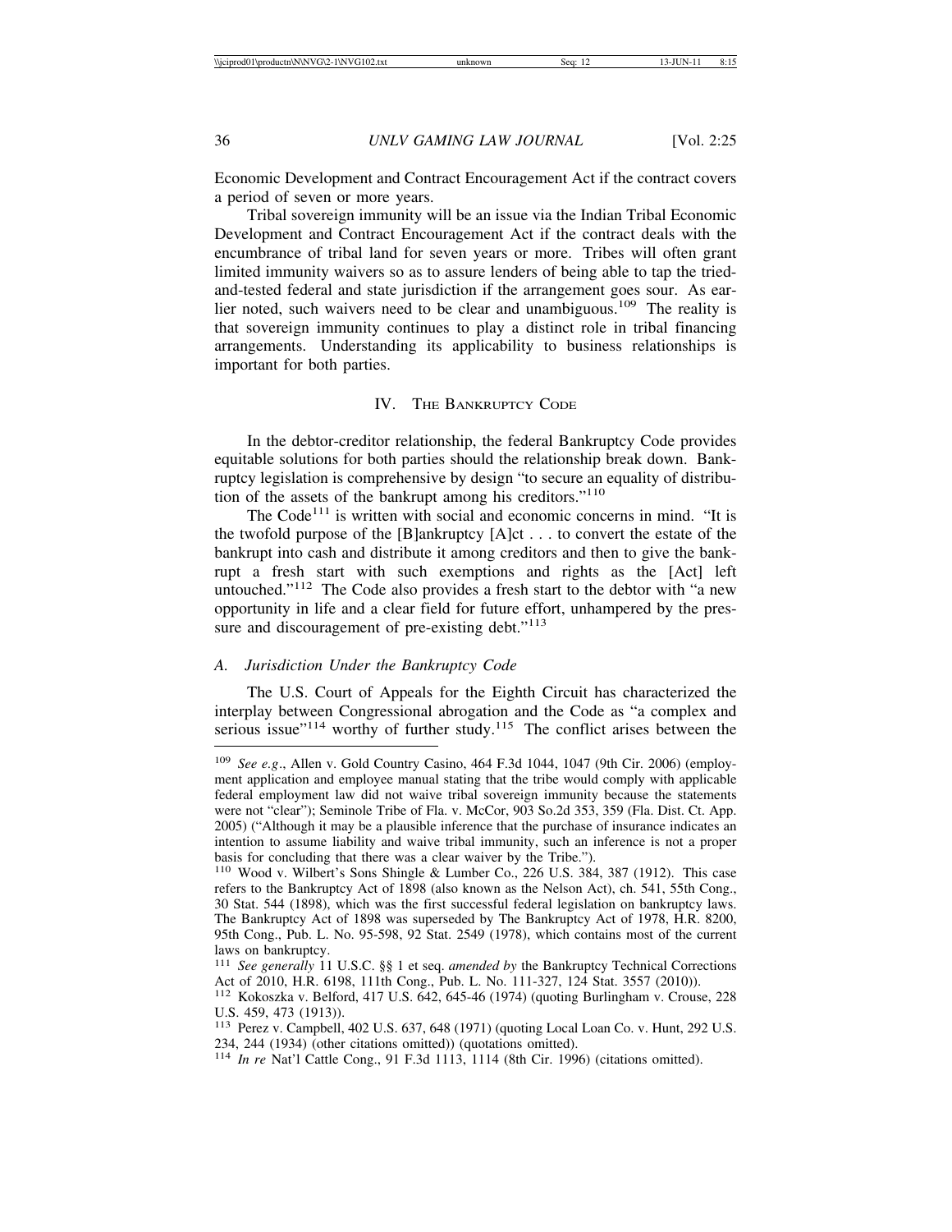Economic Development and Contract Encouragement Act if the contract covers a period of seven or more years.

Tribal sovereign immunity will be an issue via the Indian Tribal Economic Development and Contract Encouragement Act if the contract deals with the encumbrance of tribal land for seven years or more. Tribes will often grant limited immunity waivers so as to assure lenders of being able to tap the tried-and-tested federal and state jurisdiction if the arrangement goes sour. As earlier noted, such waivers need to be clear and unambiguous.[109] The reality is that sovereign immunity continues to play a distinct role in tribal financing arrangements. Understanding its applicability to business relationships is important for both parties.

## IV. The Bankruptcy Code

In the debtor-creditor relationship, the federal Bankruptcy Code provides equitable solutions for both parties should the relationship break down. Bankruptcy legislation is comprehensive by design "to secure an equality of distribution of the assets of the bankrupt among his creditors."[110]

The Code[111] is written with social and economic concerns in mind. "It is the twofold purpose of the [B]ankruptcy [A]ct . . . to convert the estate of the bankrupt into cash and distribute it among creditors and then to give the bankrupt a fresh start with such exemptions and rights as the [Act] left untouched."[112] The Code also provides a fresh start to the debtor with "a new opportunity in life and a clear field for future effort, unhampered by the pressure and discouragement of pre-existing debt."[113]

### A. *Jurisdiction Under the Bankruptcy Code*

The U.S. Court of Appeals for the Eighth Circuit has characterized the interplay between Congressional abrogation and the Code as "a complex and serious issue"[114] worthy of further study.[115] The conflict arises between the

---

[109] *See e.g*., Allen v. Gold Country Casino, 464 F.3d 1044, 1047 (9th Cir. 2006) (employment application and employee manual stating that the tribe would comply with applicable federal employment law did not waive tribal sovereign immunity because the statements were not "clear"); Seminole Tribe of Fla. v. McCor, 903 So.2d 353, 359 (Fla. Dist. Ct. App. 2005) ("Although it may be a plausible inference that the purchase of insurance indicates an intention to assume liability and waive tribal immunity, such an inference is not a proper basis for concluding that there was a clear waiver by the Tribe.").

[110] Wood v. Wilbert's Sons Shingle & Lumber Co., 226 U.S. 384, 387 (1912). This case refers to the Bankruptcy Act of 1898 (also known as the Nelson Act), ch. 541, 55th Cong., 30 Stat. 544 (1898), which was the first successful federal legislation on bankruptcy laws. The Bankruptcy Act of 1898 was superseded by The Bankruptcy Act of 1978, H.R. 8200, 95th Cong., Pub. L. No. 95-598, 92 Stat. 2549 (1978), which contains most of the current laws on bankruptcy.

[111] *See generally* 11 U.S.C. §§ 1 et seq. *amended by* the Bankruptcy Technical Corrections Act of 2010, H.R. 6198, 111th Cong., Pub. L. No. 111-327, 124 Stat. 3557 (2010)).

[112] Kokoszka v. Belford, 417 U.S. 642, 645-46 (1974) (quoting Burlingham v. Crouse, 228 U.S. 459, 473 (1913)).

[113] Perez v. Campbell, 402 U.S. 637, 648 (1971) (quoting Local Loan Co. v. Hunt, 292 U.S. 234, 244 (1934) (other citations omitted)) (quotations omitted).

[114] *In re* Nat'l Cattle Cong., 91 F.3d 1113, 1114 (8th Cir. 1996) (citations omitted).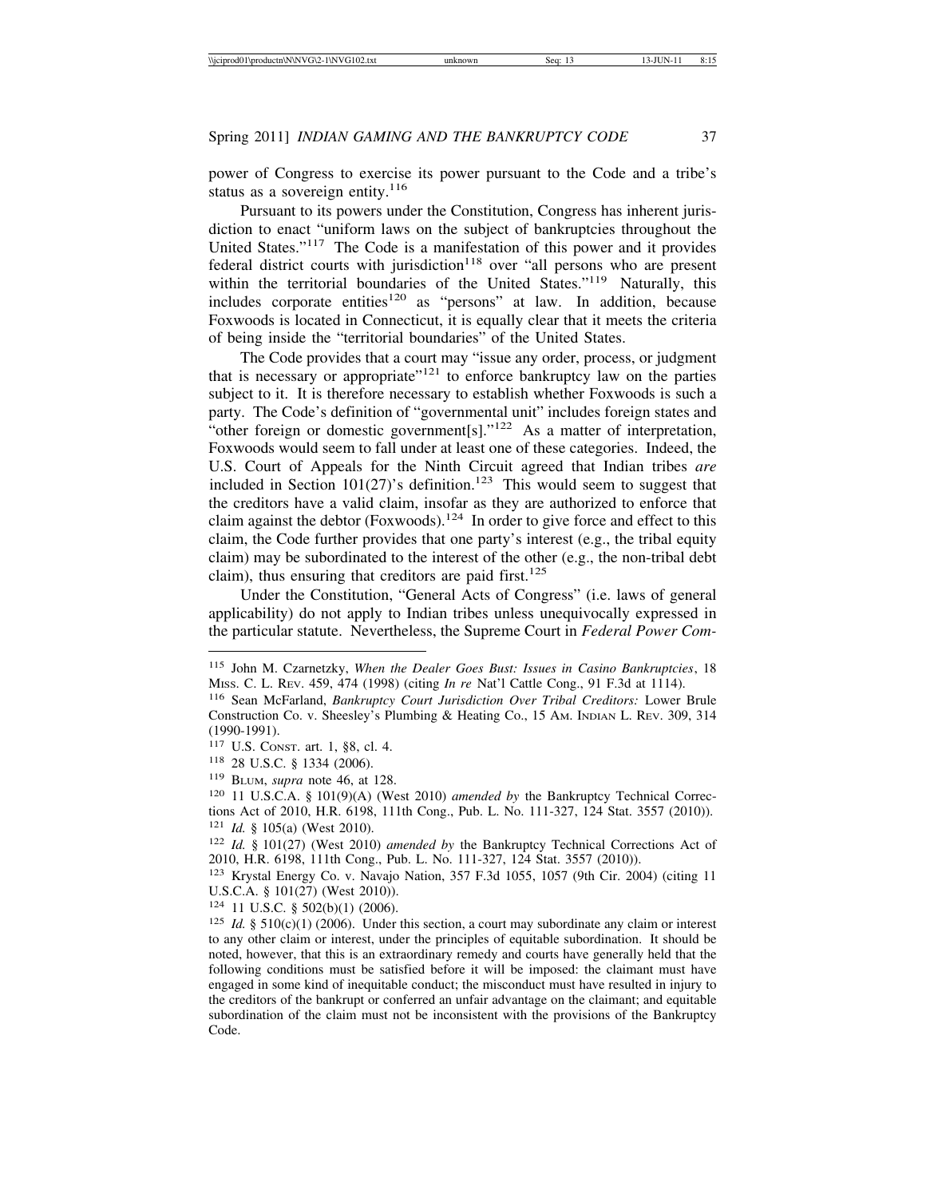power of Congress to exercise its power pursuant to the Code and a tribe's status as a sovereign entity.[116]

Pursuant to its powers under the Constitution, Congress has inherent jurisdiction to enact "uniform laws on the subject of bankruptcies throughout the United States."[117] The Code is a manifestation of this power and it provides federal district courts with jurisdiction[118] over "all persons who are present within the territorial boundaries of the United States."[119] Naturally, this includes corporate entities[120] as "persons" at law. In addition, because Foxwoods is located in Connecticut, it is equally clear that it meets the criteria of being inside the "territorial boundaries" of the United States.

The Code provides that a court may "issue any order, process, or judgment that is necessary or appropriate"[121] to enforce bankruptcy law on the parties subject to it. It is therefore necessary to establish whether Foxwoods is such a party. The Code's definition of "governmental unit" includes foreign states and "other foreign or domestic government[s]."[122] As a matter of interpretation, Foxwoods would seem to fall under at least one of these categories. Indeed, the U.S. Court of Appeals for the Ninth Circuit agreed that Indian tribes *are* included in Section 101(27)'s definition.[123] This would seem to suggest that the creditors have a valid claim, insofar as they are authorized to enforce that claim against the debtor (Foxwoods).[124] In order to give force and effect to this claim, the Code further provides that one party's interest (e.g., the tribal equity claim) may be subordinated to the interest of the other (e.g., the non-tribal debt claim), thus ensuring that creditors are paid first.[125]

Under the Constitution, "General Acts of Congress" (i.e. laws of general applicability) do not apply to Indian tribes unless unequivocally expressed in the particular statute. Nevertheless, the Supreme Court in *Federal Power Com-*

---

[115] John M. Czarnetzky, *When the Dealer Goes Bust: Issues in Casino Bankruptcies*, 18 Miss. C. L. Rev. 459, 474 (1998) (citing *In re* Nat'l Cattle Cong., 91 F.3d at 1114).

[116] Sean McFarland, *Bankruptcy Court Jurisdiction Over Tribal Creditors:* Lower Brule Construction Co. v. Sheesley's Plumbing & Heating Co., 15 Am. Indian L. Rev. 309, 314 (1990-1991).

[117] U.S. Const. art. 1, §8, cl. 4.

[118] 28 U.S.C. § 1334 (2006).

[119] Blum, *supra* note 46, at 128.

[120] 11 U.S.C.A. § 101(9)(A) (West 2010) *amended by* the Bankruptcy Technical Corrections Act of 2010, H.R. 6198, 111th Cong., Pub. L. No. 111-327, 124 Stat. 3557 (2010)).

[121] *Id.* § 105(a) (West 2010).

[122] *Id.* § 101(27) (West 2010) *amended by* the Bankruptcy Technical Corrections Act of 2010, H.R. 6198, 111th Cong., Pub. L. No. 111-327, 124 Stat. 3557 (2010)).

[123] Krystal Energy Co. v. Navajo Nation, 357 F.3d 1055, 1057 (9th Cir. 2004) (citing 11 U.S.C.A. § 101(27) (West 2010)).

[124] 11 U.S.C. § 502(b)(1) (2006).

[125] *Id.* § 510(c)(1) (2006). Under this section, a court may subordinate any claim or interest to any other claim or interest, under the principles of equitable subordination. It should be noted, however, that this is an extraordinary remedy and courts have generally held that the following conditions must be satisfied before it will be imposed: the claimant must have engaged in some kind of inequitable conduct; the misconduct must have resulted in injury to the creditors of the bankrupt or conferred an unfair advantage on the claimant; and equitable subordination of the claim must not be inconsistent with the provisions of the Bankruptcy Code.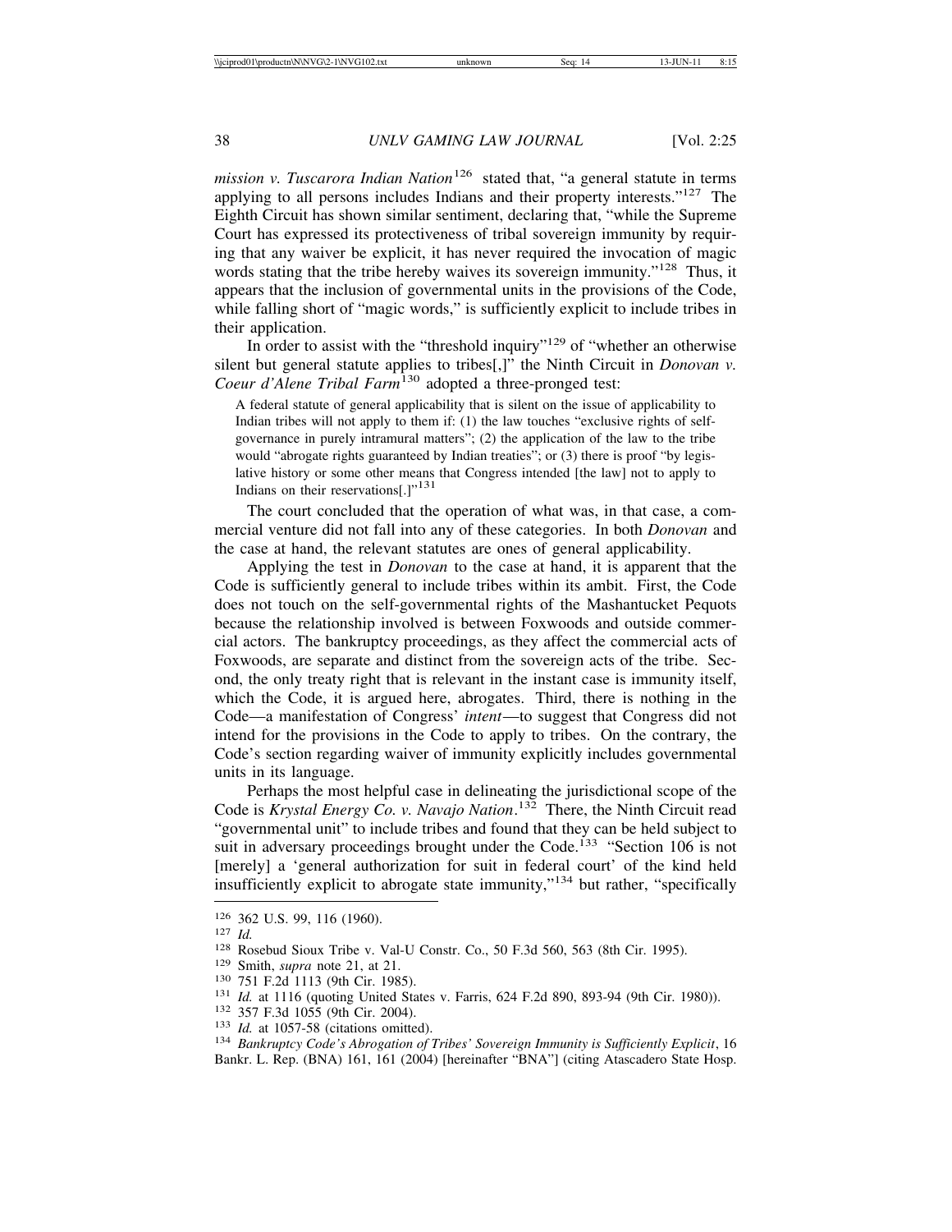*mission v. Tuscarora Indian Nation*[126] stated that, "a general statute in terms applying to all persons includes Indians and their property interests."[127] The Eighth Circuit has shown similar sentiment, declaring that, "while the Supreme Court has expressed its protectiveness of tribal sovereign immunity by requiring that any waiver be explicit, it has never required the invocation of magic words stating that the tribe hereby waives its sovereign immunity."[128] Thus, it appears that the inclusion of governmental units in the provisions of the Code, while falling short of "magic words," is sufficiently explicit to include tribes in their application.

In order to assist with the "threshold inquiry"[129] of "whether an otherwise silent but general statute applies to tribes[,]" the Ninth Circuit in *Donovan v. Coeur d'Alene Tribal Farm*[130] adopted a three-pronged test:

> A federal statute of general applicability that is silent on the issue of applicability to Indian tribes will not apply to them if: (1) the law touches "exclusive rights of self-governance in purely intramural matters"; (2) the application of the law to the tribe would "abrogate rights guaranteed by Indian treaties"; or (3) there is proof "by legislative history or some other means that Congress intended [the law] not to apply to Indians on their reservations[.]"[131]

The court concluded that the operation of what was, in that case, a commercial venture did not fall into any of these categories. In both *Donovan* and the case at hand, the relevant statutes are ones of general applicability.

Applying the test in *Donovan* to the case at hand, it is apparent that the Code is sufficiently general to include tribes within its ambit. First, the Code does not touch on the self-governmental rights of the Mashantucket Pequots because the relationship involved is between Foxwoods and outside commercial actors. The bankruptcy proceedings, as they affect the commercial acts of Foxwoods, are separate and distinct from the sovereign acts of the tribe. Second, the only treaty right that is relevant in the instant case is immunity itself, which the Code, it is argued here, abrogates. Third, there is nothing in the Code—a manifestation of Congress' *intent*—to suggest that Congress did not intend for the provisions in the Code to apply to tribes. On the contrary, the Code's section regarding waiver of immunity explicitly includes governmental units in its language.

Perhaps the most helpful case in delineating the jurisdictional scope of the Code is *Krystal Energy Co. v. Navajo Nation*.[132] There, the Ninth Circuit read "governmental unit" to include tribes and found that they can be held subject to suit in adversary proceedings brought under the Code.[133] "Section 106 is not [merely] a 'general authorization for suit in federal court' of the kind held insufficiently explicit to abrogate state immunity,"[134] but rather, "specifically

---

[126] 362 U.S. 99, 116 (1960).

[127] *Id.*

[128] Rosebud Sioux Tribe v. Val-U Constr. Co., 50 F.3d 560, 563 (8th Cir. 1995).

[129] Smith, *supra* note 21, at 21.

[130] 751 F.2d 1113 (9th Cir. 1985).

[131] *Id.* at 1116 (quoting United States v. Farris, 624 F.2d 890, 893-94 (9th Cir. 1980)).

[132] 357 F.3d 1055 (9th Cir. 2004).

[133] *Id.* at 1057-58 (citations omitted).

[134] *Bankruptcy Code's Abrogation of Tribes' Sovereign Immunity is Sufficiently Explicit*, 16 Bankr. L. Rep. (BNA) 161, 161 (2004) [hereinafter "BNA"] (citing Atascadero State Hosp.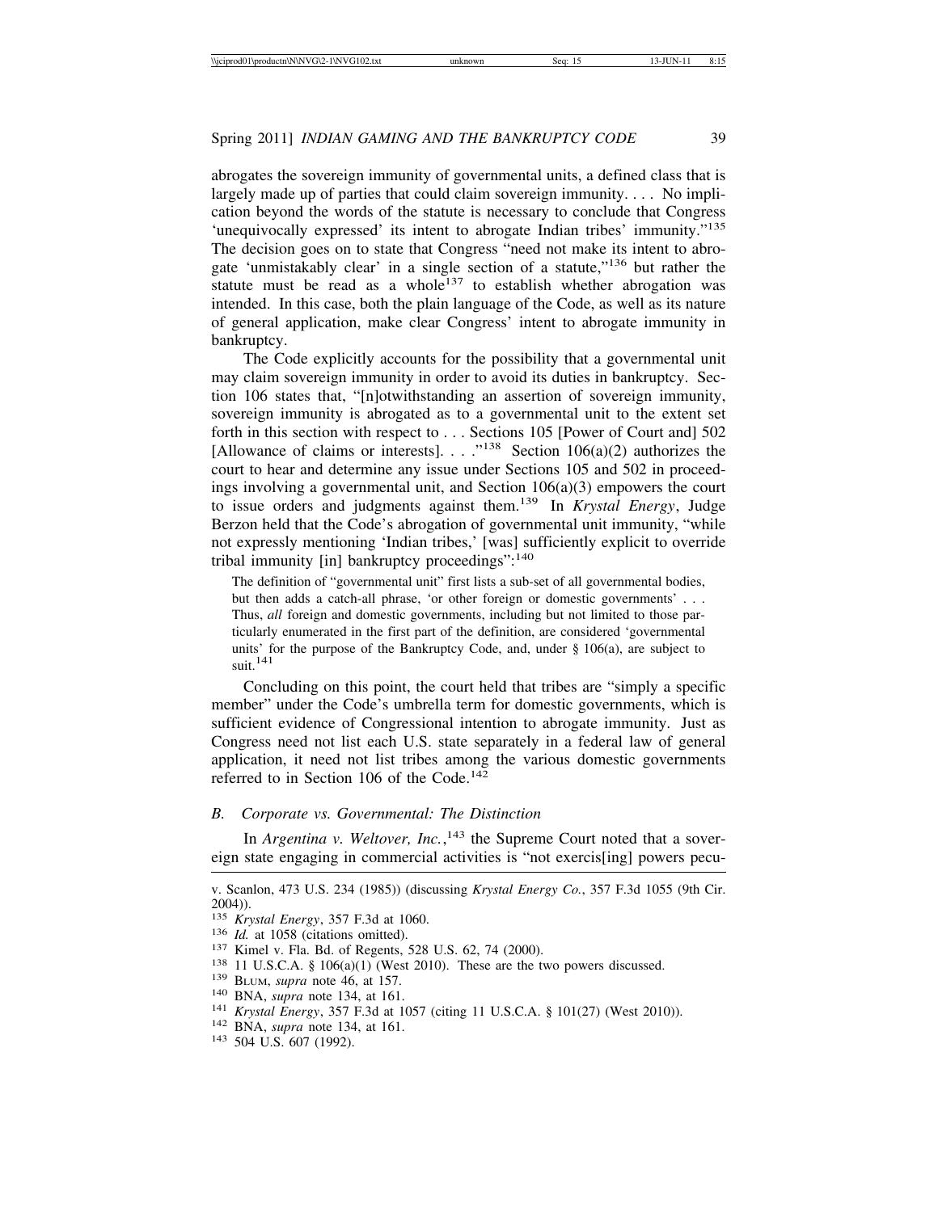abrogates the sovereign immunity of governmental units, a defined class that is largely made up of parties that could claim sovereign immunity. . . . No implication beyond the words of the statute is necessary to conclude that Congress 'unequivocally expressed' its intent to abrogate Indian tribes' immunity."[135] The decision goes on to state that Congress "need not make its intent to abrogate 'unmistakably clear' in a single section of a statute,"[136] but rather the statute must be read as a whole[137] to establish whether abrogation was intended. In this case, both the plain language of the Code, as well as its nature of general application, make clear Congress' intent to abrogate immunity in bankruptcy.

The Code explicitly accounts for the possibility that a governmental unit may claim sovereign immunity in order to avoid its duties in bankruptcy. Section 106 states that, "[n]otwithstanding an assertion of sovereign immunity, sovereign immunity is abrogated as to a governmental unit to the extent set forth in this section with respect to . . . Sections 105 [Power of Court and] 502 [Allowance of claims or interests]. . . ."[138] Section 106(a)(2) authorizes the court to hear and determine any issue under Sections 105 and 502 in proceedings involving a governmental unit, and Section 106(a)(3) empowers the court to issue orders and judgments against them.[139] In *Krystal Energy*, Judge Berzon held that the Code's abrogation of governmental unit immunity, "while not expressly mentioning 'Indian tribes,' [was] sufficiently explicit to override tribal immunity [in] bankruptcy proceedings":[140]

> The definition of "governmental unit" first lists a sub-set of all governmental bodies, but then adds a catch-all phrase, 'or other foreign or domestic governments' . . . Thus, *all* foreign and domestic governments, including but not limited to those particularly enumerated in the first part of the definition, are considered 'governmental units' for the purpose of the Bankruptcy Code, and, under § 106(a), are subject to suit.[141]

Concluding on this point, the court held that tribes are "simply a specific member" under the Code's umbrella term for domestic governments, which is sufficient evidence of Congressional intention to abrogate immunity. Just as Congress need not list each U.S. state separately in a federal law of general application, it need not list tribes among the various domestic governments referred to in Section 106 of the Code.[142]

### B. Corporate vs. Governmental: The Distinction

In *Argentina v. Weltover, Inc.*,[143] the Supreme Court noted that a sovereign state engaging in commercial activities is "not exercis[ing] powers pecu-

---

v. Scanlon, 473 U.S. 234 (1985)) (discussing *Krystal Energy Co.*, 357 F.3d 1055 (9th Cir. 2004)).

[135] *Krystal Energy*, 357 F.3d at 1060.

[136] *Id.* at 1058 (citations omitted).

[137] Kimel v. Fla. Bd. of Regents, 528 U.S. 62, 74 (2000).

[138] 11 U.S.C.A. § 106(a)(1) (West 2010). These are the two powers discussed.

[139] BLUM, *supra* note 46, at 157.

[140] BNA, *supra* note 134, at 161.

[141] *Krystal Energy*, 357 F.3d at 1057 (citing 11 U.S.C.A. § 101(27) (West 2010)).

[142] BNA, *supra* note 134, at 161.

[143] 504 U.S. 607 (1992).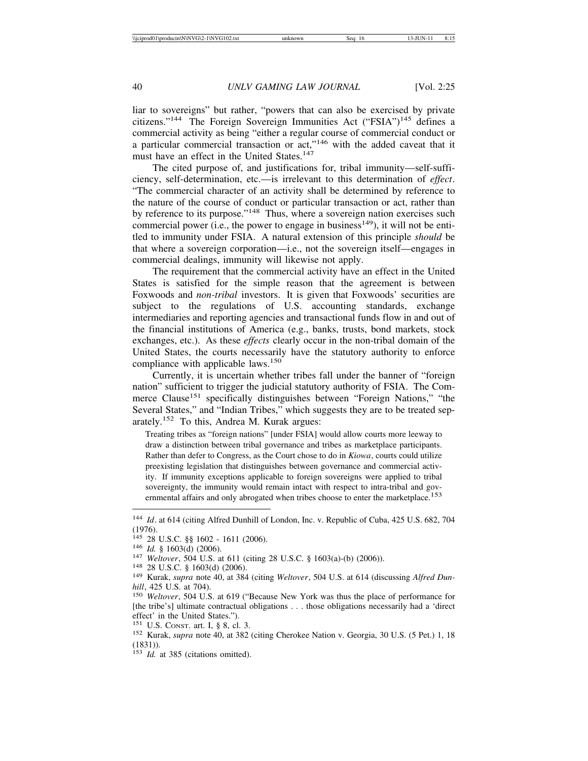liar to sovereigns" but rather, "powers that can also be exercised by private citizens."[144] The Foreign Sovereign Immunities Act ("FSIA")[145] defines a commercial activity as being "either a regular course of commercial conduct or a particular commercial transaction or act,"[146] with the added caveat that it must have an effect in the United States.[147]

The cited purpose of, and justifications for, tribal immunity—self-sufficiency, self-determination, etc.—is irrelevant to this determination of *effect*. "The commercial character of an activity shall be determined by reference to the nature of the course of conduct or particular transaction or act, rather than by reference to its purpose."[148] Thus, where a sovereign nation exercises such commercial power (i.e., the power to engage in business[149]), it will not be entitled to immunity under FSIA. A natural extension of this principle *should* be that where a sovereign corporation—i.e., not the sovereign itself—engages in commercial dealings, immunity will likewise not apply.

The requirement that the commercial activity have an effect in the United States is satisfied for the simple reason that the agreement is between Foxwoods and *non-tribal* investors. It is given that Foxwoods' securities are subject to the regulations of U.S. accounting standards, exchange intermediaries and reporting agencies and transactional funds flow in and out of the financial institutions of America (e.g., banks, trusts, bond markets, stock exchanges, etc.). As these *effects* clearly occur in the non-tribal domain of the United States, the courts necessarily have the statutory authority to enforce compliance with applicable laws.[150]

Currently, it is uncertain whether tribes fall under the banner of "foreign nation" sufficient to trigger the judicial statutory authority of FSIA. The Commerce Clause[151] specifically distinguishes between "Foreign Nations," "the Several States," and "Indian Tribes," which suggests they are to be treated separately.[152] To this, Andrea M. Kurak argues:

> Treating tribes as "foreign nations" [under FSIA] would allow courts more leeway to draw a distinction between tribal governance and tribes as marketplace participants. Rather than defer to Congress, as the Court chose to do in *Kiowa*, courts could utilize preexisting legislation that distinguishes between governance and commercial activity. If immunity exceptions applicable to foreign sovereigns were applied to tribal sovereignty, the immunity would remain intact with respect to intra-tribal and governmental affairs and only abrogated when tribes choose to enter the marketplace.[153]

---

[144] *Id*. at 614 (citing Alfred Dunhill of London, Inc. v. Republic of Cuba, 425 U.S. 682, 704 (1976).

[145] 28 U.S.C. §§ 1602 - 1611 (2006).

[146] *Id.* § 1603(d) (2006).

[147] *Weltover*, 504 U.S. at 611 (citing 28 U.S.C. § 1603(a)-(b) (2006)).

[148] 28 U.S.C. § 1603(d) (2006).

[149] Kurak, *supra* note 40, at 384 (citing *Weltover*, 504 U.S. at 614 (discussing *Alfred Dunhill*, 425 U.S. at 704).

[150] *Weltover*, 504 U.S. at 619 ("Because New York was thus the place of performance for [the tribe's] ultimate contractual obligations . . . those obligations necessarily had a 'direct effect' in the United States.").

[151] U.S. CONST. art. I, § 8, cl. 3.

[152] Kurak, *supra* note 40, at 382 (citing Cherokee Nation v. Georgia, 30 U.S. (5 Pet.) 1, 18 (1831)).

[153] *Id.* at 385 (citations omitted).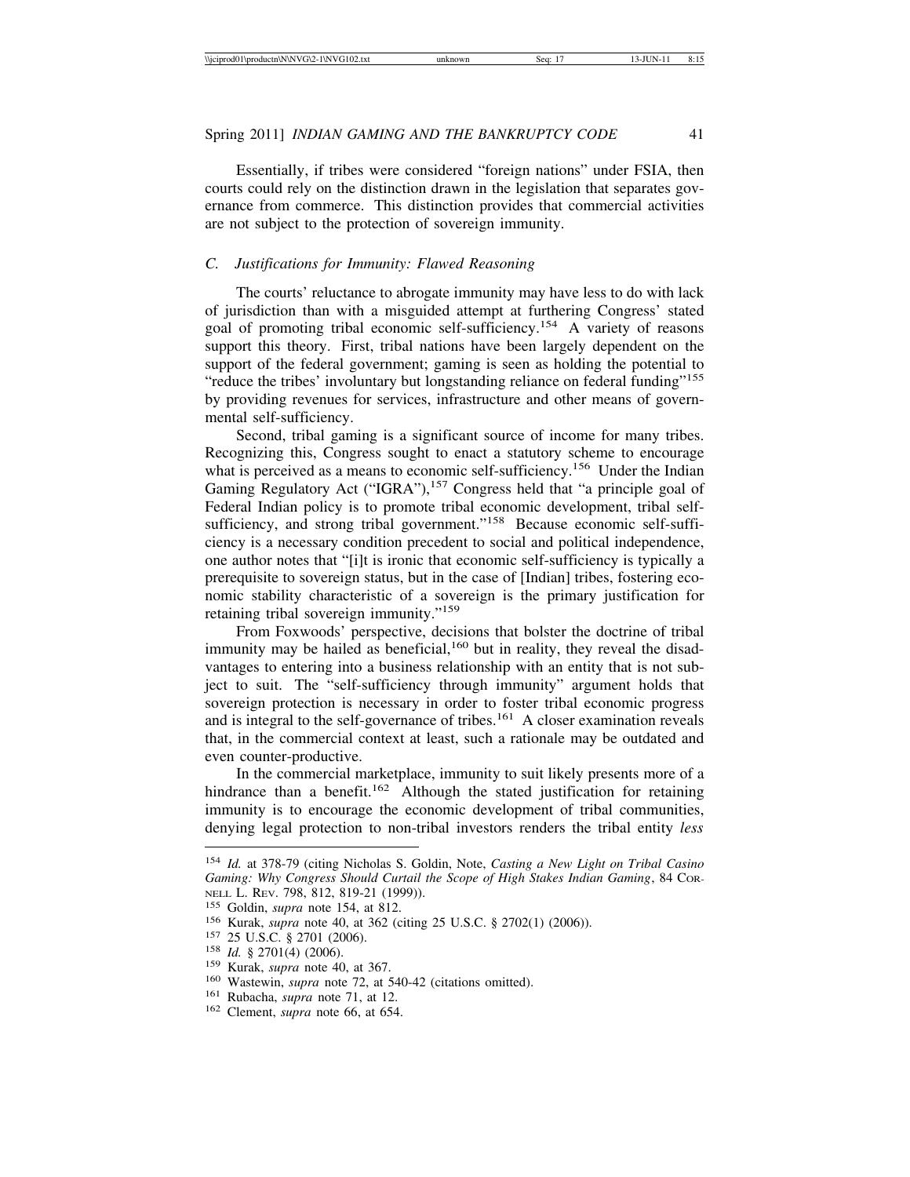Essentially, if tribes were considered "foreign nations" under FSIA, then courts could rely on the distinction drawn in the legislation that separates governance from commerce. This distinction provides that commercial activities are not subject to the protection of sovereign immunity.

### C. *Justifications for Immunity: Flawed Reasoning*

The courts' reluctance to abrogate immunity may have less to do with lack of jurisdiction than with a misguided attempt at furthering Congress' stated goal of promoting tribal economic self-sufficiency.[154] A variety of reasons support this theory. First, tribal nations have been largely dependent on the support of the federal government; gaming is seen as holding the potential to "reduce the tribes' involuntary but longstanding reliance on federal funding"[155] by providing revenues for services, infrastructure and other means of governmental self-sufficiency.

Second, tribal gaming is a significant source of income for many tribes. Recognizing this, Congress sought to enact a statutory scheme to encourage what is perceived as a means to economic self-sufficiency.[156] Under the Indian Gaming Regulatory Act ("IGRA"),[157] Congress held that "a principle goal of Federal Indian policy is to promote tribal economic development, tribal self-sufficiency, and strong tribal government."[158] Because economic self-sufficiency is a necessary condition precedent to social and political independence, one author notes that "[i]t is ironic that economic self-sufficiency is typically a prerequisite to sovereign status, but in the case of [Indian] tribes, fostering economic stability characteristic of a sovereign is the primary justification for retaining tribal sovereign immunity."[159]

From Foxwoods' perspective, decisions that bolster the doctrine of tribal immunity may be hailed as beneficial,[160] but in reality, they reveal the disadvantages to entering into a business relationship with an entity that is not subject to suit. The "self-sufficiency through immunity" argument holds that sovereign protection is necessary in order to foster tribal economic progress and is integral to the self-governance of tribes.[161] A closer examination reveals that, in the commercial context at least, such a rationale may be outdated and even counter-productive.

In the commercial marketplace, immunity to suit likely presents more of a hindrance than a benefit.[162] Although the stated justification for retaining immunity is to encourage the economic development of tribal communities, denying legal protection to non-tribal investors renders the tribal entity *less*

---

[154] *Id.* at 378-79 (citing Nicholas S. Goldin, Note, *Casting a New Light on Tribal Casino Gaming: Why Congress Should Curtail the Scope of High Stakes Indian Gaming*, 84 CORNELL L. REV. 798, 812, 819-21 (1999)).

[155] Goldin, *supra* note 154, at 812.

[156] Kurak, *supra* note 40, at 362 (citing 25 U.S.C. § 2702(1) (2006)).

[157] 25 U.S.C. § 2701 (2006).

[158] *Id.* § 2701(4) (2006).

[159] Kurak, *supra* note 40, at 367.

[160] Wastewin, *supra* note 72, at 540-42 (citations omitted).

[161] Rubacha, *supra* note 71, at 12.

[162] Clement, *supra* note 66, at 654.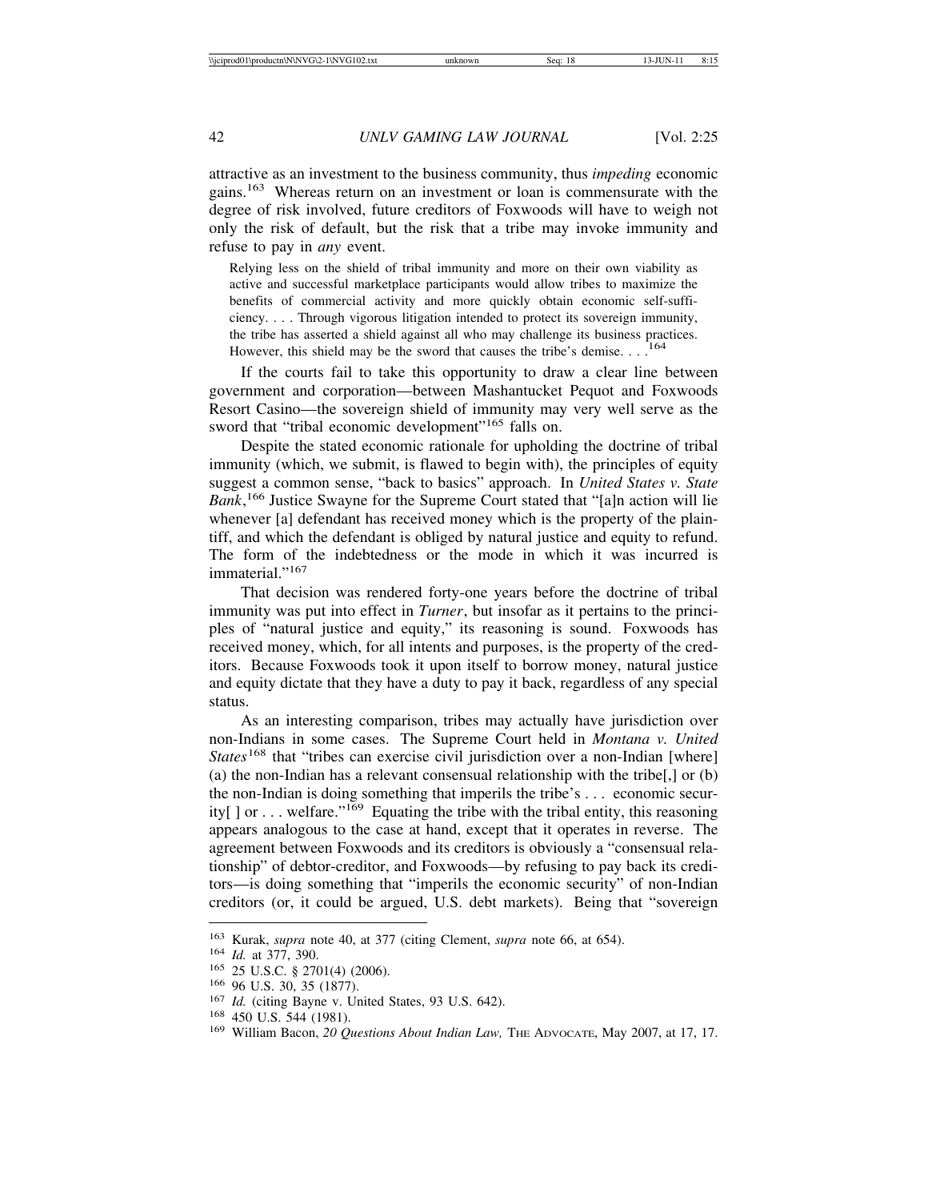attractive as an investment to the business community, thus *impeding* economic gains.[163] Whereas return on an investment or loan is commensurate with the degree of risk involved, future creditors of Foxwoods will have to weigh not only the risk of default, but the risk that a tribe may invoke immunity and refuse to pay in *any* event.

> Relying less on the shield of tribal immunity and more on their own viability as active and successful marketplace participants would allow tribes to maximize the benefits of commercial activity and more quickly obtain economic self-sufficiency. . . . Through vigorous litigation intended to protect its sovereign immunity, the tribe has asserted a shield against all who may challenge its business practices. However, this shield may be the sword that causes the tribe's demise. . . .[164]

If the courts fail to take this opportunity to draw a clear line between government and corporation—between Mashantucket Pequot and Foxwoods Resort Casino—the sovereign shield of immunity may very well serve as the sword that "tribal economic development"[165] falls on.

Despite the stated economic rationale for upholding the doctrine of tribal immunity (which, we submit, is flawed to begin with), the principles of equity suggest a common sense, "back to basics" approach. In *United States v. State Bank*,[166] Justice Swayne for the Supreme Court stated that "[a]n action will lie whenever [a] defendant has received money which is the property of the plaintiff, and which the defendant is obliged by natural justice and equity to refund. The form of the indebtedness or the mode in which it was incurred is immaterial."[167]

That decision was rendered forty-one years before the doctrine of tribal immunity was put into effect in *Turner*, but insofar as it pertains to the principles of "natural justice and equity," its reasoning is sound. Foxwoods has received money, which, for all intents and purposes, is the property of the creditors. Because Foxwoods took it upon itself to borrow money, natural justice and equity dictate that they have a duty to pay it back, regardless of any special status.

As an interesting comparison, tribes may actually have jurisdiction over non-Indians in some cases. The Supreme Court held in *Montana v. United States*[168] that "tribes can exercise civil jurisdiction over a non-Indian [where] (a) the non-Indian has a relevant consensual relationship with the tribe[,] or (b) the non-Indian is doing something that imperils the tribe's . . . economic security[ ] or . . . welfare."[169] Equating the tribe with the tribal entity, this reasoning appears analogous to the case at hand, except that it operates in reverse. The agreement between Foxwoods and its creditors is obviously a "consensual relationship" of debtor-creditor, and Foxwoods—by refusing to pay back its creditors—is doing something that "imperils the economic security" of non-Indian creditors (or, it could be argued, U.S. debt markets). Being that "sovereign

---

[163] Kurak, *supra* note 40, at 377 (citing Clement, *supra* note 66, at 654).

[164] *Id.* at 377, 390.

[165] 25 U.S.C. § 2701(4) (2006).

[166] 96 U.S. 30, 35 (1877).

[167] *Id.* (citing Bayne v. United States, 93 U.S. 642).

[168] 450 U.S. 544 (1981).

[169] William Bacon, *20 Questions About Indian Law,* THE ADVOCATE, May 2007, at 17, 17.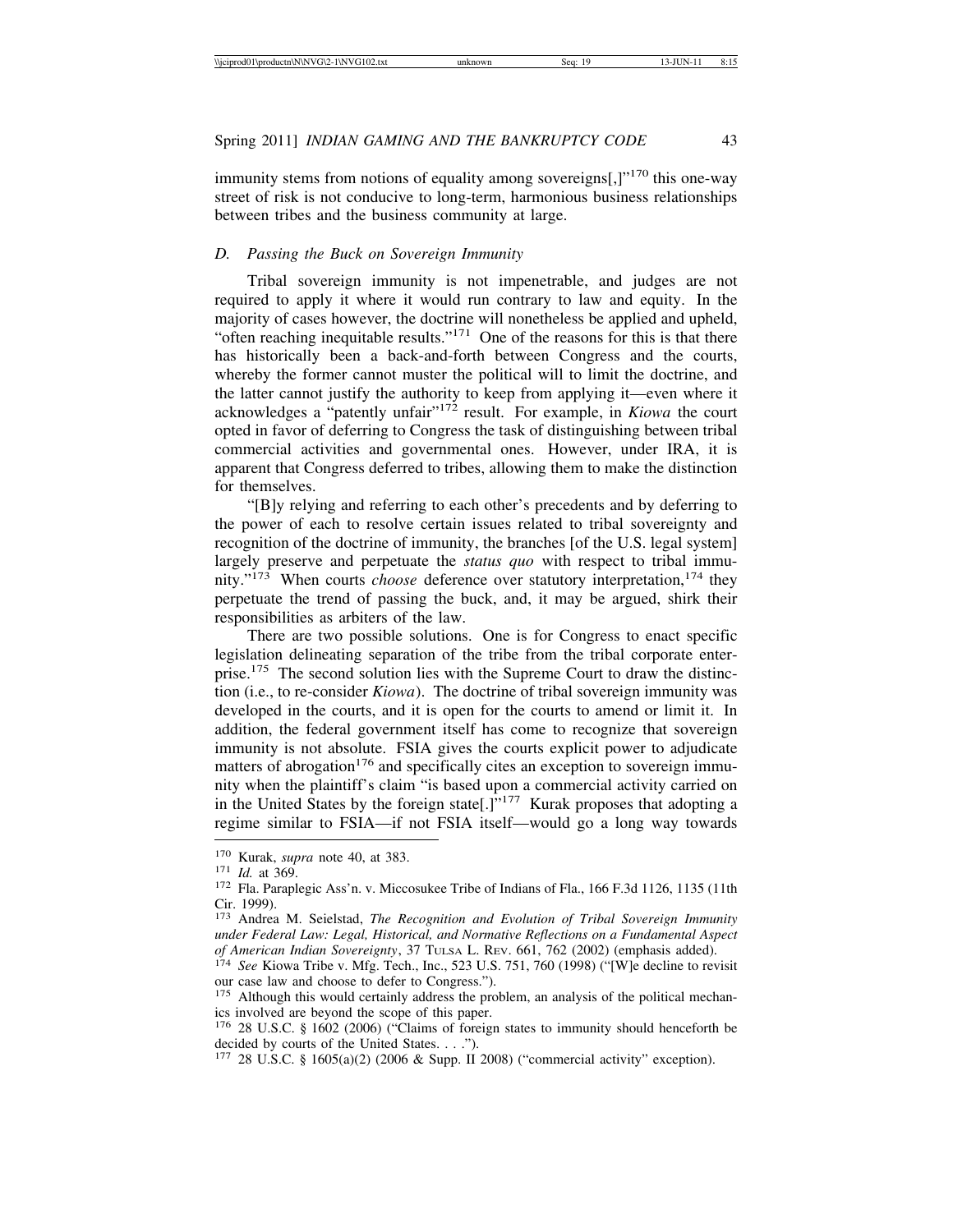immunity stems from notions of equality among sovereigns[,]"[170] this one-way street of risk is not conducive to long-term, harmonious business relationships between tribes and the business community at large.

### D. *Passing the Buck on Sovereign Immunity*

Tribal sovereign immunity is not impenetrable, and judges are not required to apply it where it would run contrary to law and equity. In the majority of cases however, the doctrine will nonetheless be applied and upheld, "often reaching inequitable results."[171] One of the reasons for this is that there has historically been a back-and-forth between Congress and the courts, whereby the former cannot muster the political will to limit the doctrine, and the latter cannot justify the authority to keep from applying it—even where it acknowledges a "patently unfair"[172] result. For example, in *Kiowa* the court opted in favor of deferring to Congress the task of distinguishing between tribal commercial activities and governmental ones. However, under IRA, it is apparent that Congress deferred to tribes, allowing them to make the distinction for themselves.

"[B]y relying and referring to each other's precedents and by deferring to the power of each to resolve certain issues related to tribal sovereignty and recognition of the doctrine of immunity, the branches [of the U.S. legal system] largely preserve and perpetuate the *status quo* with respect to tribal immunity."[173] When courts *choose* deference over statutory interpretation,[174] they perpetuate the trend of passing the buck, and, it may be argued, shirk their responsibilities as arbiters of the law.

There are two possible solutions. One is for Congress to enact specific legislation delineating separation of the tribe from the tribal corporate enterprise.[175] The second solution lies with the Supreme Court to draw the distinction (i.e., to re-consider *Kiowa*). The doctrine of tribal sovereign immunity was developed in the courts, and it is open for the courts to amend or limit it. In addition, the federal government itself has come to recognize that sovereign immunity is not absolute. FSIA gives the courts explicit power to adjudicate matters of abrogation[176] and specifically cites an exception to sovereign immunity when the plaintiff's claim "is based upon a commercial activity carried on in the United States by the foreign state[.]"[177] Kurak proposes that adopting a regime similar to FSIA—if not FSIA itself—would go a long way towards

---

[170] Kurak, *supra* note 40, at 383.

[171] *Id.* at 369.

[172] Fla. Paraplegic Ass'n. v. Miccosukee Tribe of Indians of Fla., 166 F.3d 1126, 1135 (11th Cir. 1999).

[173] Andrea M. Seielstad, *The Recognition and Evolution of Tribal Sovereign Immunity under Federal Law: Legal, Historical, and Normative Reflections on a Fundamental Aspect of American Indian Sovereignty*, 37 TULSA L. REV. 661, 762 (2002) (emphasis added).

[174] *See* Kiowa Tribe v. Mfg. Tech., Inc., 523 U.S. 751, 760 (1998) ("[W]e decline to revisit our case law and choose to defer to Congress.").

[175] Although this would certainly address the problem, an analysis of the political mechanics involved are beyond the scope of this paper.

[176] 28 U.S.C. § 1602 (2006) ("Claims of foreign states to immunity should henceforth be decided by courts of the United States. . . .").

[177] 28 U.S.C. § 1605(a)(2) (2006 & Supp. II 2008) ("commercial activity" exception).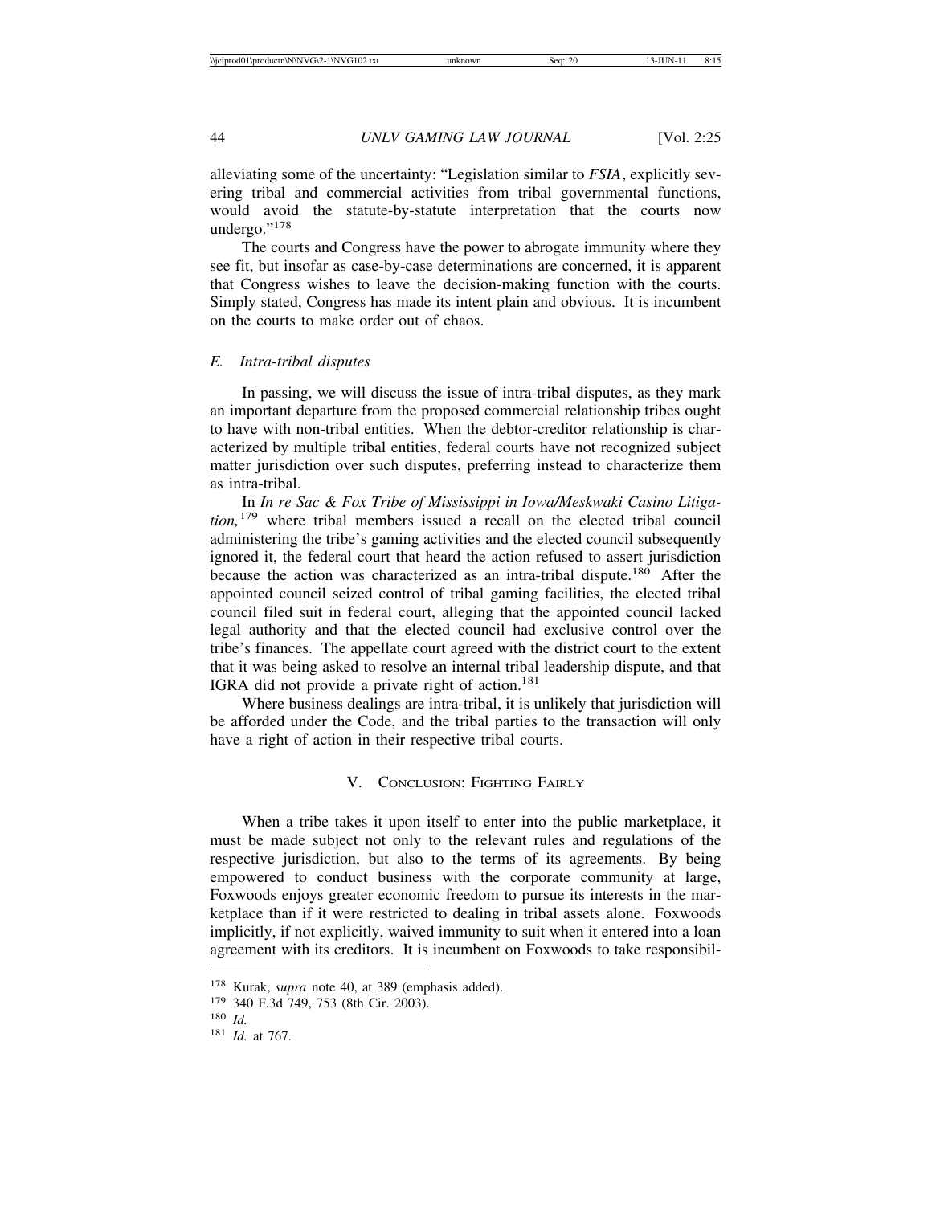alleviating some of the uncertainty: "Legislation similar to *FSIA*, explicitly severing tribal and commercial activities from tribal governmental functions, would avoid the statute-by-statute interpretation that the courts now undergo."[178]

The courts and Congress have the power to abrogate immunity where they see fit, but insofar as case-by-case determinations are concerned, it is apparent that Congress wishes to leave the decision-making function with the courts. Simply stated, Congress has made its intent plain and obvious. It is incumbent on the courts to make order out of chaos.

### E. Intra-tribal disputes

In passing, we will discuss the issue of intra-tribal disputes, as they mark an important departure from the proposed commercial relationship tribes ought to have with non-tribal entities. When the debtor-creditor relationship is characterized by multiple tribal entities, federal courts have not recognized subject matter jurisdiction over such disputes, preferring instead to characterize them as intra-tribal.

In *In re Sac & Fox Tribe of Mississippi in Iowa/Meskwaki Casino Litigation,*[179] where tribal members issued a recall on the elected tribal council administering the tribe's gaming activities and the elected council subsequently ignored it, the federal court that heard the action refused to assert jurisdiction because the action was characterized as an intra-tribal dispute.[180] After the appointed council seized control of tribal gaming facilities, the elected tribal council filed suit in federal court, alleging that the appointed council lacked legal authority and that the elected council had exclusive control over the tribe's finances. The appellate court agreed with the district court to the extent that it was being asked to resolve an internal tribal leadership dispute, and that IGRA did not provide a private right of action.[181]

Where business dealings are intra-tribal, it is unlikely that jurisdiction will be afforded under the Code, and the tribal parties to the transaction will only have a right of action in their respective tribal courts.

## V. Conclusion: Fighting Fairly

When a tribe takes it upon itself to enter into the public marketplace, it must be made subject not only to the relevant rules and regulations of the respective jurisdiction, but also to the terms of its agreements. By being empowered to conduct business with the corporate community at large, Foxwoods enjoys greater economic freedom to pursue its interests in the marketplace than if it were restricted to dealing in tribal assets alone. Foxwoods implicitly, if not explicitly, waived immunity to suit when it entered into a loan agreement with its creditors. It is incumbent on Foxwoods to take responsibil-

---

[178] Kurak, *supra* note 40, at 389 (emphasis added).

[179] 340 F.3d 749, 753 (8th Cir. 2003).

[180] *Id.*

[181] *Id.* at 767.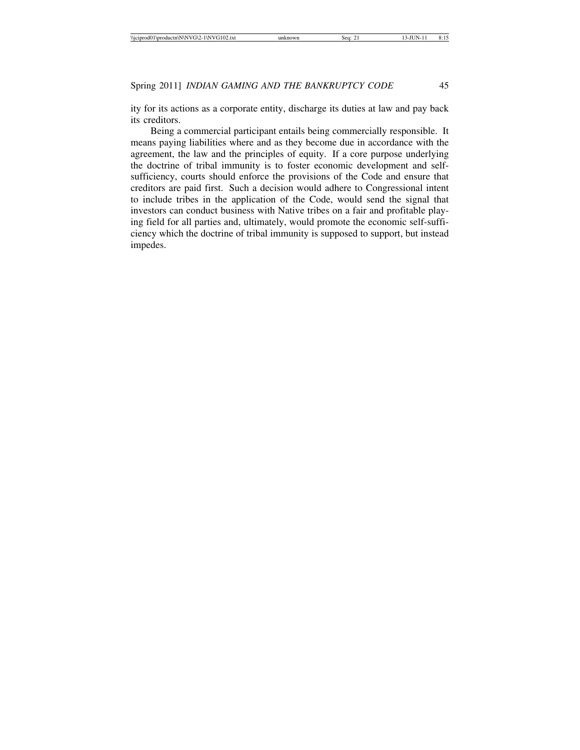ity for its actions as a corporate entity, discharge its duties at law and pay back its creditors.

Being a commercial participant entails being commercially responsible. It means paying liabilities where and as they become due in accordance with the agreement, the law and the principles of equity. If a core purpose underlying the doctrine of tribal immunity is to foster economic development and self-sufficiency, courts should enforce the provisions of the Code and ensure that creditors are paid first. Such a decision would adhere to Congressional intent to include tribes in the application of the Code, would send the signal that investors can conduct business with Native tribes on a fair and profitable playing field for all parties and, ultimately, would promote the economic self-sufficiency which the doctrine of tribal immunity is supposed to support, but instead impedes.